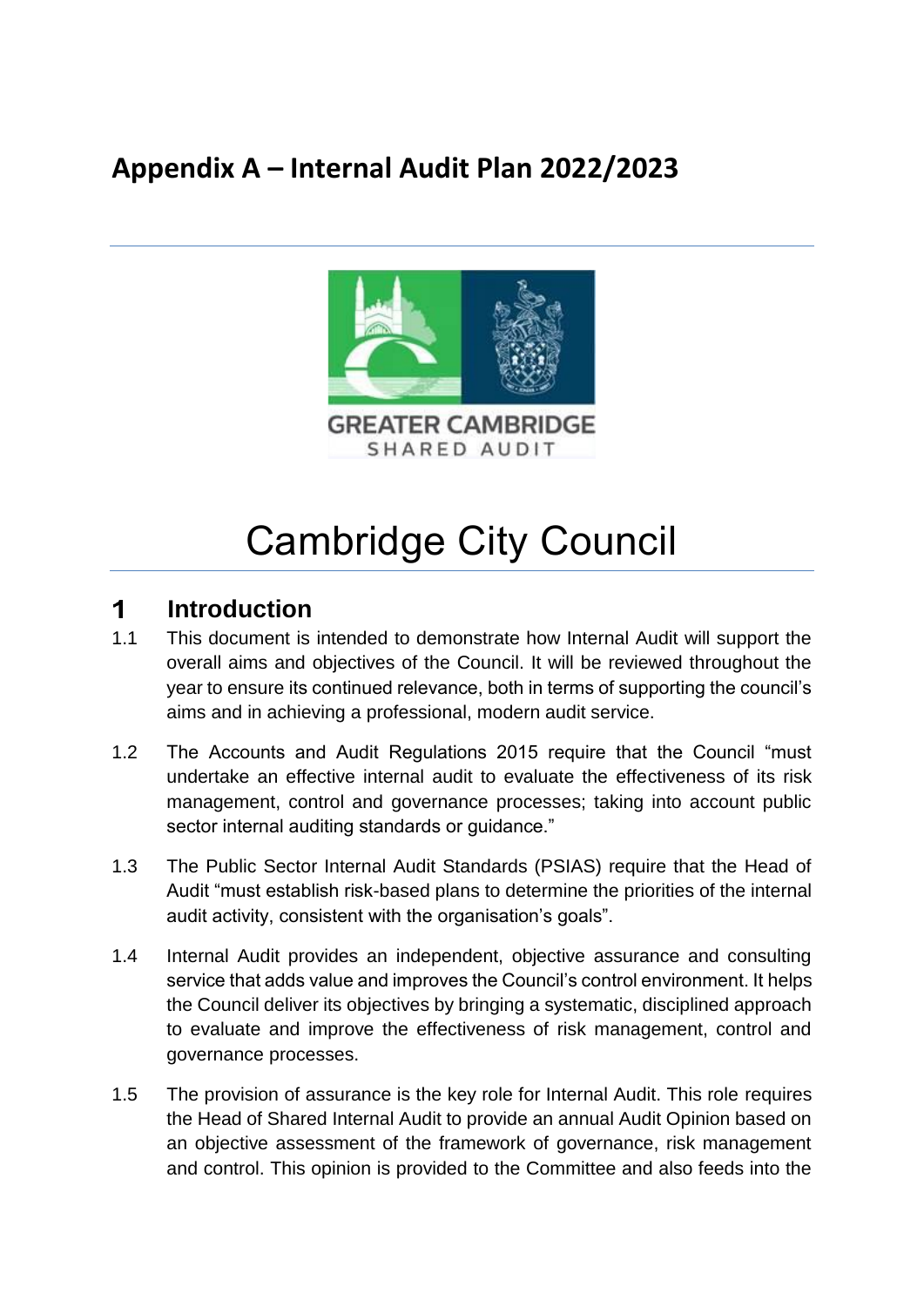# Appendix A – Internal Audit Plan 2022/2023

GREATER CAMBRIDGE
SHARED AUDIT

# Cambridge City Council

## 1 Introduction

1.1 This document is intended to demonstrate how Internal Audit will support the overall aims and objectives of the Council. It will be reviewed throughout the year to ensure its continued relevance, both in terms of supporting the council's aims and in achieving a professional, modern audit service.

1.2 The Accounts and Audit Regulations 2015 require that the Council "must undertake an effective internal audit to evaluate the effectiveness of its risk management, control and governance processes; taking into account public sector internal auditing standards or guidance."

1.3 The Public Sector Internal Audit Standards (PSIAS) require that the Head of Audit "must establish risk-based plans to determine the priorities of the internal audit activity, consistent with the organisation's goals".

1.4 Internal Audit provides an independent, objective assurance and consulting service that adds value and improves the Council's control environment. It helps the Council deliver its objectives by bringing a systematic, disciplined approach to evaluate and improve the effectiveness of risk management, control and governance processes.

1.5 The provision of assurance is the key role for Internal Audit. This role requires the Head of Shared Internal Audit to provide an annual Audit Opinion based on an objective assessment of the framework of governance, risk management and control. This opinion is provided to the Committee and also feeds into the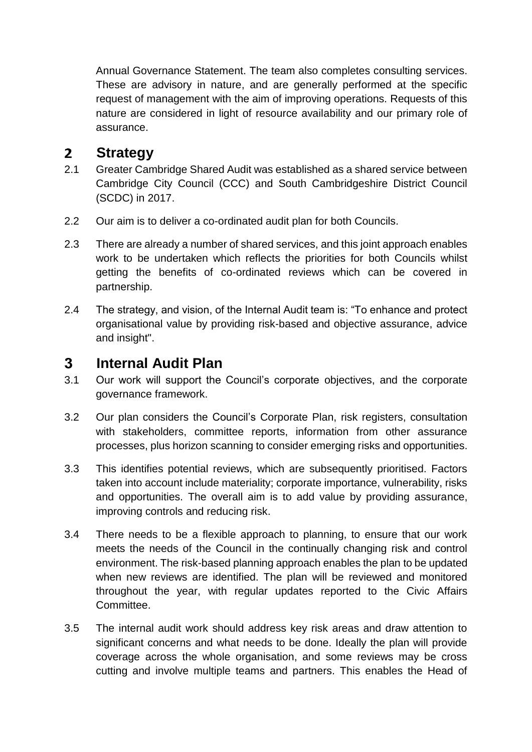Annual Governance Statement. The team also completes consulting services. These are advisory in nature, and are generally performed at the specific request of management with the aim of improving operations. Requests of this nature are considered in light of resource availability and our primary role of assurance.

## 2 Strategy

2.1 Greater Cambridge Shared Audit was established as a shared service between Cambridge City Council (CCC) and South Cambridgeshire District Council (SCDC) in 2017.

2.2 Our aim is to deliver a co-ordinated audit plan for both Councils.

2.3 There are already a number of shared services, and this joint approach enables work to be undertaken which reflects the priorities for both Councils whilst getting the benefits of co-ordinated reviews which can be covered in partnership.

2.4 The strategy, and vision, of the Internal Audit team is: "To enhance and protect organisational value by providing risk-based and objective assurance, advice and insight".

## 3 Internal Audit Plan

3.1 Our work will support the Council's corporate objectives, and the corporate governance framework.

3.2 Our plan considers the Council's Corporate Plan, risk registers, consultation with stakeholders, committee reports, information from other assurance processes, plus horizon scanning to consider emerging risks and opportunities.

3.3 This identifies potential reviews, which are subsequently prioritised. Factors taken into account include materiality; corporate importance, vulnerability, risks and opportunities. The overall aim is to add value by providing assurance, improving controls and reducing risk.

3.4 There needs to be a flexible approach to planning, to ensure that our work meets the needs of the Council in the continually changing risk and control environment. The risk-based planning approach enables the plan to be updated when new reviews are identified. The plan will be reviewed and monitored throughout the year, with regular updates reported to the Civic Affairs Committee.

3.5 The internal audit work should address key risk areas and draw attention to significant concerns and what needs to be done. Ideally the plan will provide coverage across the whole organisation, and some reviews may be cross cutting and involve multiple teams and partners. This enables the Head of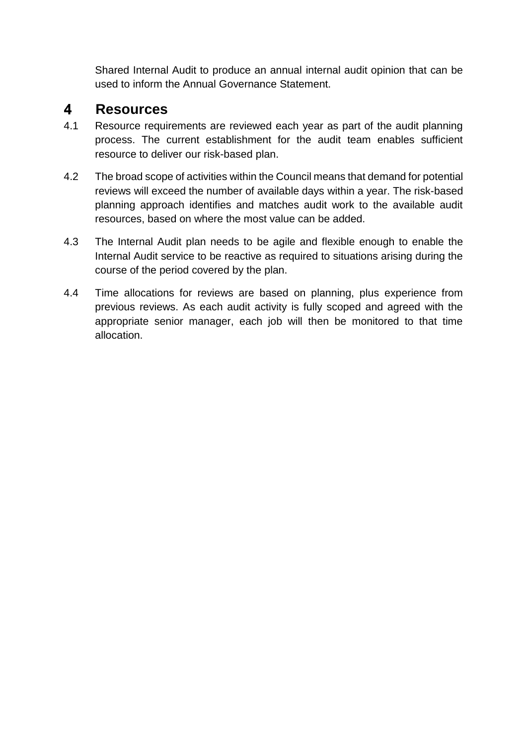Shared Internal Audit to produce an annual internal audit opinion that can be used to inform the Annual Governance Statement.

## 4 Resources

4.1 Resource requirements are reviewed each year as part of the audit planning process. The current establishment for the audit team enables sufficient resource to deliver our risk-based plan.

4.2 The broad scope of activities within the Council means that demand for potential reviews will exceed the number of available days within a year. The risk-based planning approach identifies and matches audit work to the available audit resources, based on where the most value can be added.

4.3 The Internal Audit plan needs to be agile and flexible enough to enable the Internal Audit service to be reactive as required to situations arising during the course of the period covered by the plan.

4.4 Time allocations for reviews are based on planning, plus experience from previous reviews. As each audit activity is fully scoped and agreed with the appropriate senior manager, each job will then be monitored to that time allocation.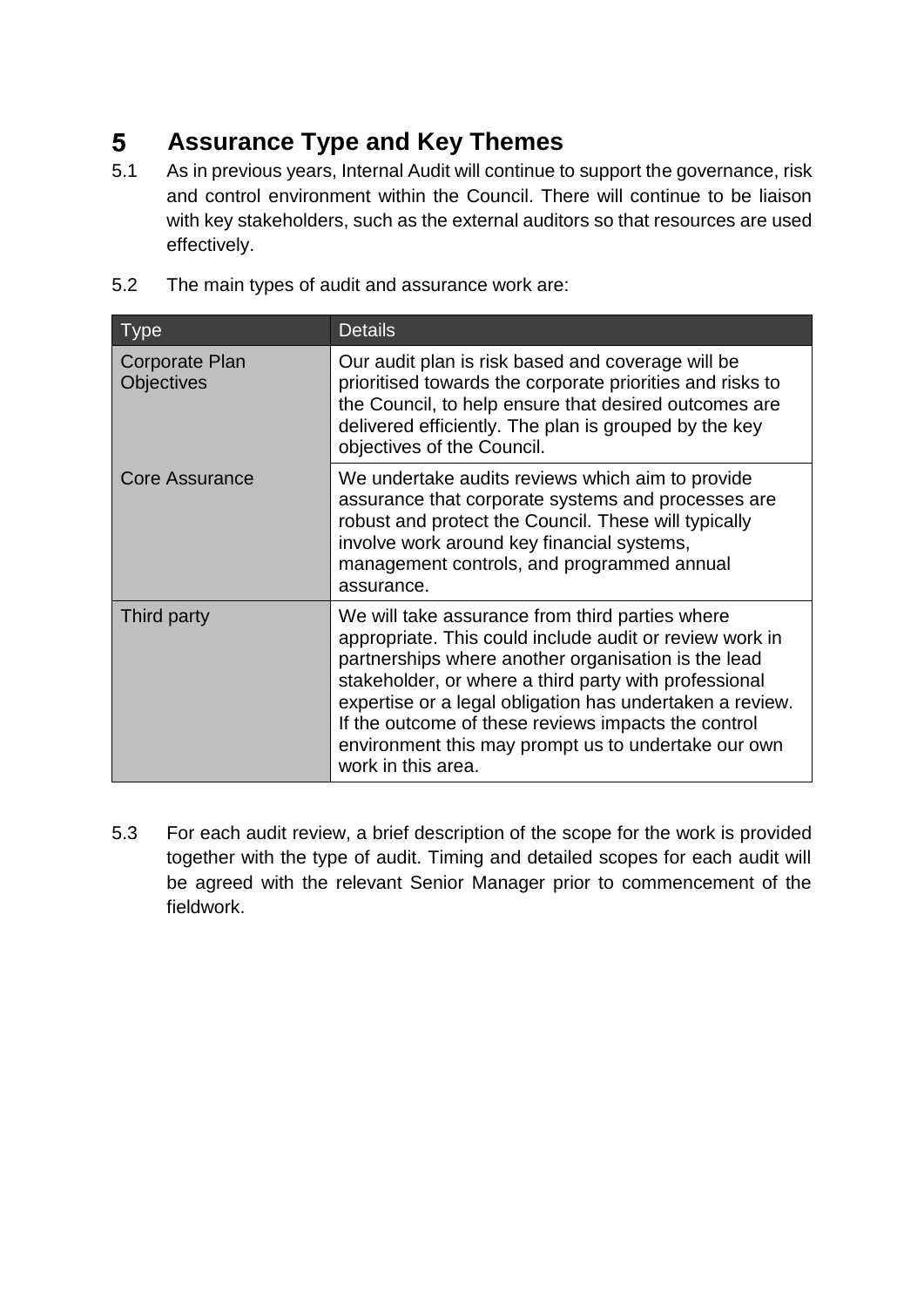# 5 Assurance Type and Key Themes

5.1 As in previous years, Internal Audit will continue to support the governance, risk and control environment within the Council. There will continue to be liaison with key stakeholders, such as the external auditors so that resources are used effectively.

5.2 The main types of audit and assurance work are:

| Type | Details |
|---|---|
| Corporate Plan Objectives | Our audit plan is risk based and coverage will be prioritised towards the corporate priorities and risks to the Council, to help ensure that desired outcomes are delivered efficiently. The plan is grouped by the key objectives of the Council. |
| Core Assurance | We undertake audits reviews which aim to provide assurance that corporate systems and processes are robust and protect the Council. These will typically involve work around key financial systems, management controls, and programmed annual assurance. |
| Third party | We will take assurance from third parties where appropriate. This could include audit or review work in partnerships where another organisation is the lead stakeholder, or where a third party with professional expertise or a legal obligation has undertaken a review. If the outcome of these reviews impacts the control environment this may prompt us to undertake our own work in this area. |

5.3 For each audit review, a brief description of the scope for the work is provided together with the type of audit. Timing and detailed scopes for each audit will be agreed with the relevant Senior Manager prior to commencement of the fieldwork.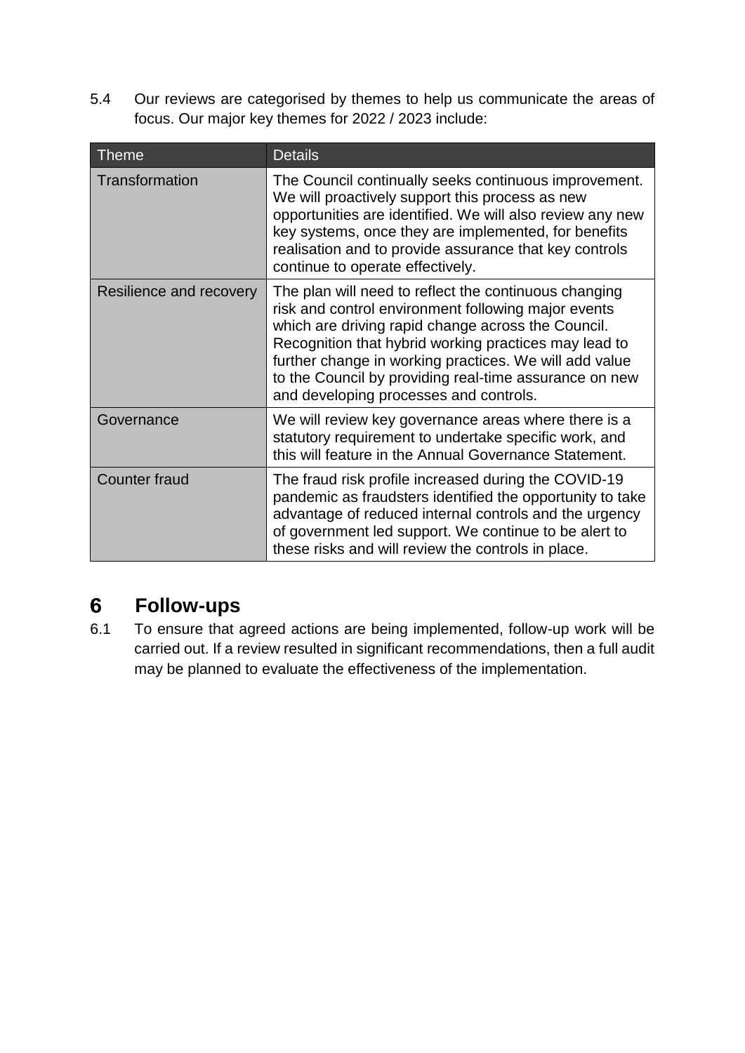5.4 Our reviews are categorised by themes to help us communicate the areas of focus. Our major key themes for 2022 / 2023 include:

| Theme | Details |
|---|---|
| Transformation | The Council continually seeks continuous improvement. We will proactively support this process as new opportunities are identified. We will also review any new key systems, once they are implemented, for benefits realisation and to provide assurance that key controls continue to operate effectively. |
| Resilience and recovery | The plan will need to reflect the continuous changing risk and control environment following major events which are driving rapid change across the Council. Recognition that hybrid working practices may lead to further change in working practices. We will add value to the Council by providing real-time assurance on new and developing processes and controls. |
| Governance | We will review key governance areas where there is a statutory requirement to undertake specific work, and this will feature in the Annual Governance Statement. |
| Counter fraud | The fraud risk profile increased during the COVID-19 pandemic as fraudsters identified the opportunity to take advantage of reduced internal controls and the urgency of government led support. We continue to be alert to these risks and will review the controls in place. |

# 6 Follow-ups

6.1 To ensure that agreed actions are being implemented, follow-up work will be carried out. If a review resulted in significant recommendations, then a full audit may be planned to evaluate the effectiveness of the implementation.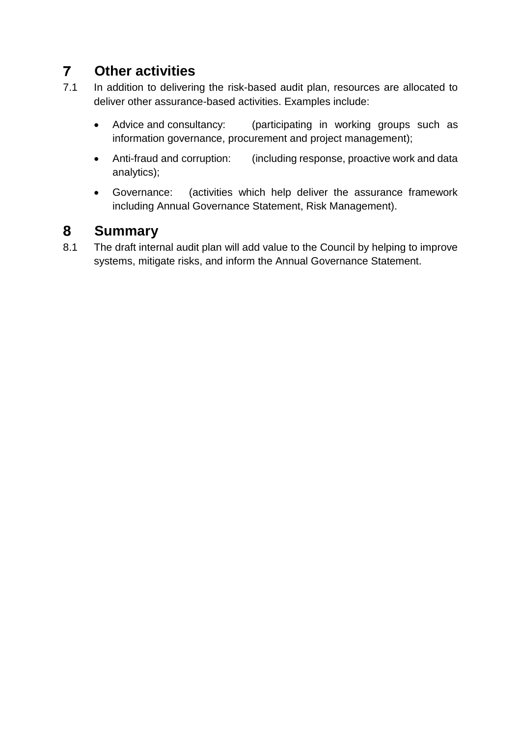## 7 Other activities

7.1 In addition to delivering the risk-based audit plan, resources are allocated to deliver other assurance-based activities. Examples include:

- Advice and consultancy: (participating in working groups such as information governance, procurement and project management);
- Anti-fraud and corruption: (including response, proactive work and data analytics);
- Governance: (activities which help deliver the assurance framework including Annual Governance Statement, Risk Management).

## 8 Summary

8.1 The draft internal audit plan will add value to the Council by helping to improve systems, mitigate risks, and inform the Annual Governance Statement.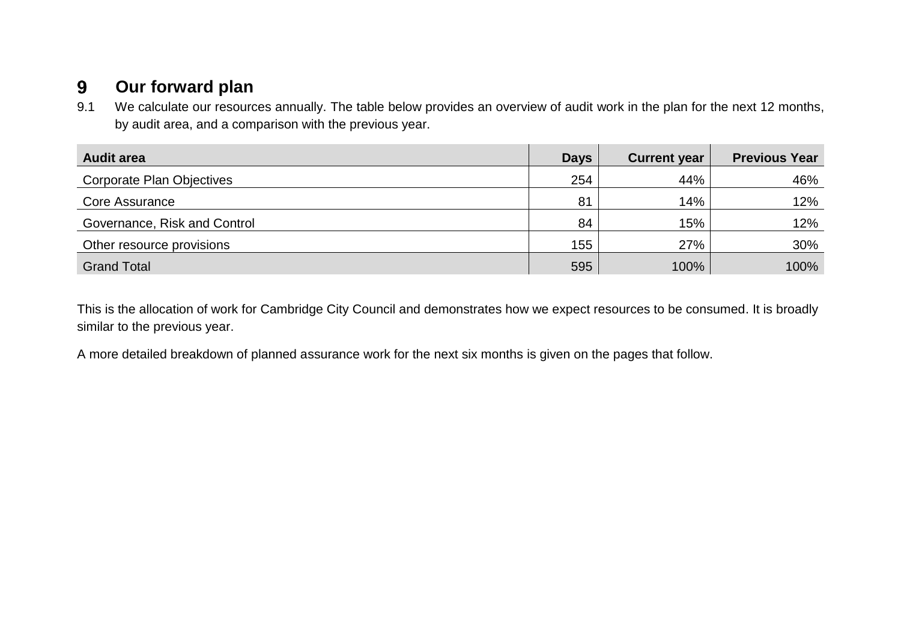# 9 Our forward plan

9.1 We calculate our resources annually. The table below provides an overview of audit work in the plan for the next 12 months, by audit area, and a comparison with the previous year.

| Audit area | Days | Current year | Previous Year |
|---|---|---|---|
| Corporate Plan Objectives | 254 | 44% | 46% |
| Core Assurance | 81 | 14% | 12% |
| Governance, Risk and Control | 84 | 15% | 12% |
| Other resource provisions | 155 | 27% | 30% |
| Grand Total | 595 | 100% | 100% |

This is the allocation of work for Cambridge City Council and demonstrates how we expect resources to be consumed. It is broadly similar to the previous year.

A more detailed breakdown of planned assurance work for the next six months is given on the pages that follow.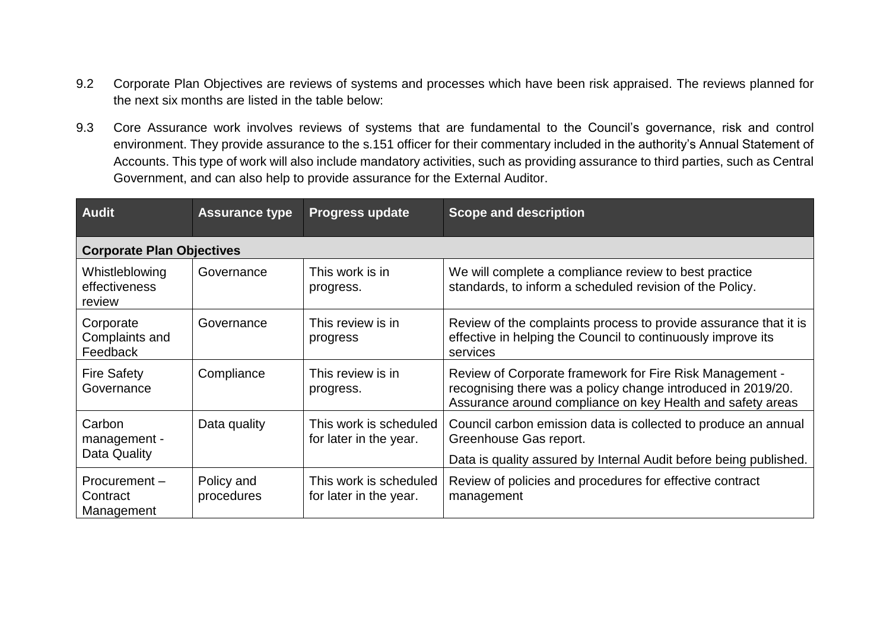9.2 Corporate Plan Objectives are reviews of systems and processes which have been risk appraised. The reviews planned for the next six months are listed in the table below:

9.3 Core Assurance work involves reviews of systems that are fundamental to the Council's governance, risk and control environment. They provide assurance to the s.151 officer for their commentary included in the authority's Annual Statement of Accounts. This type of work will also include mandatory activities, such as providing assurance to third parties, such as Central Government, and can also help to provide assurance for the External Auditor.

| Audit | Assurance type | Progress update | Scope and description |
|---|---|---|---|
| **Corporate Plan Objectives** | | | |
| Whistleblowing effectiveness review | Governance | This work is in progress. | We will complete a compliance review to best practice standards, to inform a scheduled revision of the Policy. |
| Corporate Complaints and Feedback | Governance | This review is in progress | Review of the complaints process to provide assurance that it is effective in helping the Council to continuously improve its services |
| Fire Safety Governance | Compliance | This review is in progress. | Review of Corporate framework for Fire Risk Management - recognising there was a policy change introduced in 2019/20. Assurance around compliance on key Health and safety areas |
| Carbon management - Data Quality | Data quality | This work is scheduled for later in the year. | Council carbon emission data is collected to produce an annual Greenhouse Gas report. Data is quality assured by Internal Audit before being published. |
| Procurement – Contract Management | Policy and procedures | This work is scheduled for later in the year. | Review of policies and procedures for effective contract management |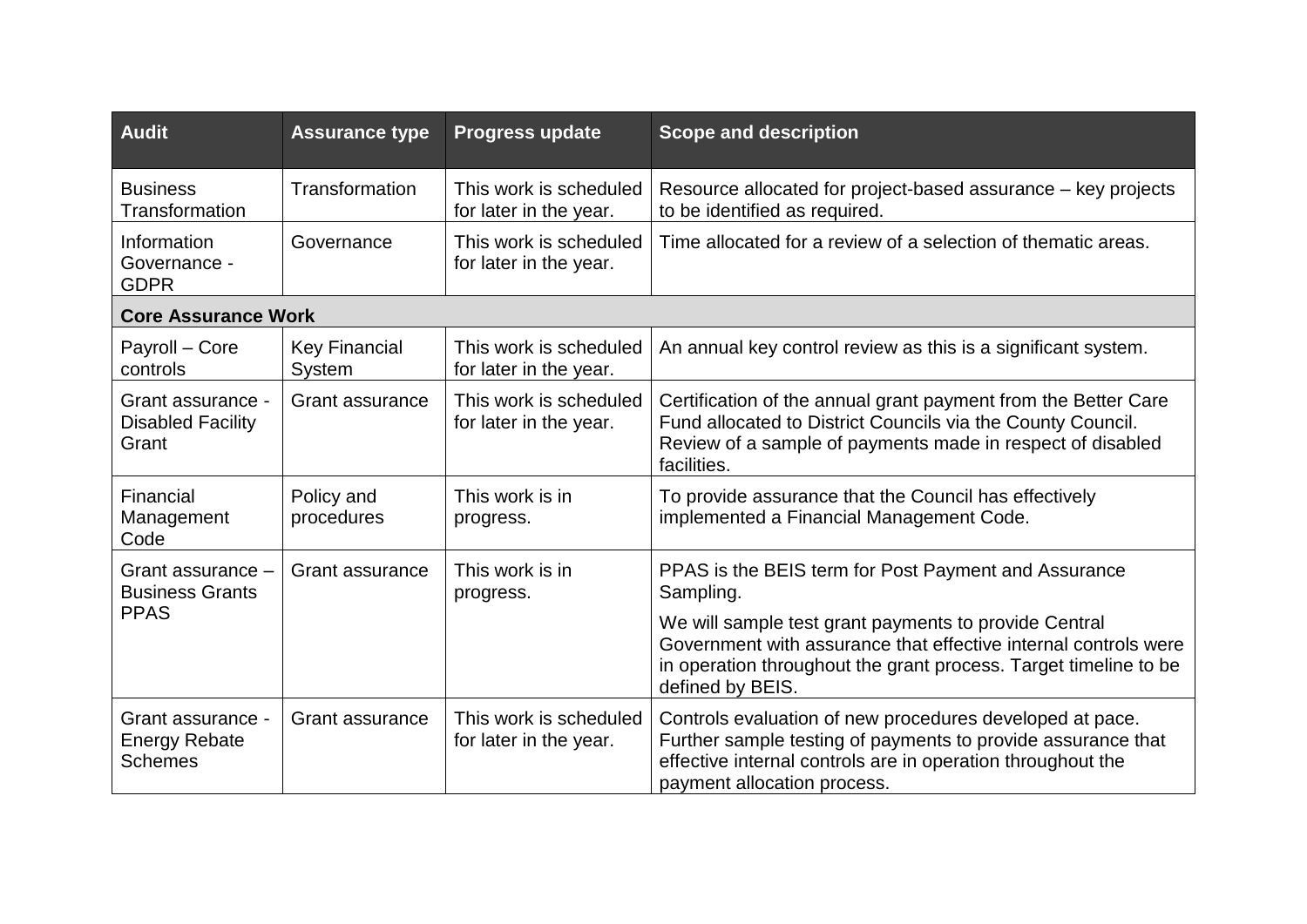| Audit | Assurance type | Progress update | Scope and description |
|---|---|---|---|
| Business Transformation | Transformation | This work is scheduled for later in the year. | Resource allocated for project-based assurance – key projects to be identified as required. |
| Information Governance - GDPR | Governance | This work is scheduled for later in the year. | Time allocated for a review of a selection of thematic areas. |
| **Core Assurance Work** | | | |
| Payroll – Core controls | Key Financial System | This work is scheduled for later in the year. | An annual key control review as this is a significant system. |
| Grant assurance - Disabled Facility Grant | Grant assurance | This work is scheduled for later in the year. | Certification of the annual grant payment from the Better Care Fund allocated to District Councils via the County Council. Review of a sample of payments made in respect of disabled facilities. |
| Financial Management Code | Policy and procedures | This work is in progress. | To provide assurance that the Council has effectively implemented a Financial Management Code. |
| Grant assurance – Business Grants PPAS | Grant assurance | This work is in progress. | PPAS is the BEIS term for Post Payment and Assurance Sampling.<br><br>We will sample test grant payments to provide Central Government with assurance that effective internal controls were in operation throughout the grant process. Target timeline to be defined by BEIS. |
| Grant assurance - Energy Rebate Schemes | Grant assurance | This work is scheduled for later in the year. | Controls evaluation of new procedures developed at pace. Further sample testing of payments to provide assurance that effective internal controls are in operation throughout the payment allocation process. |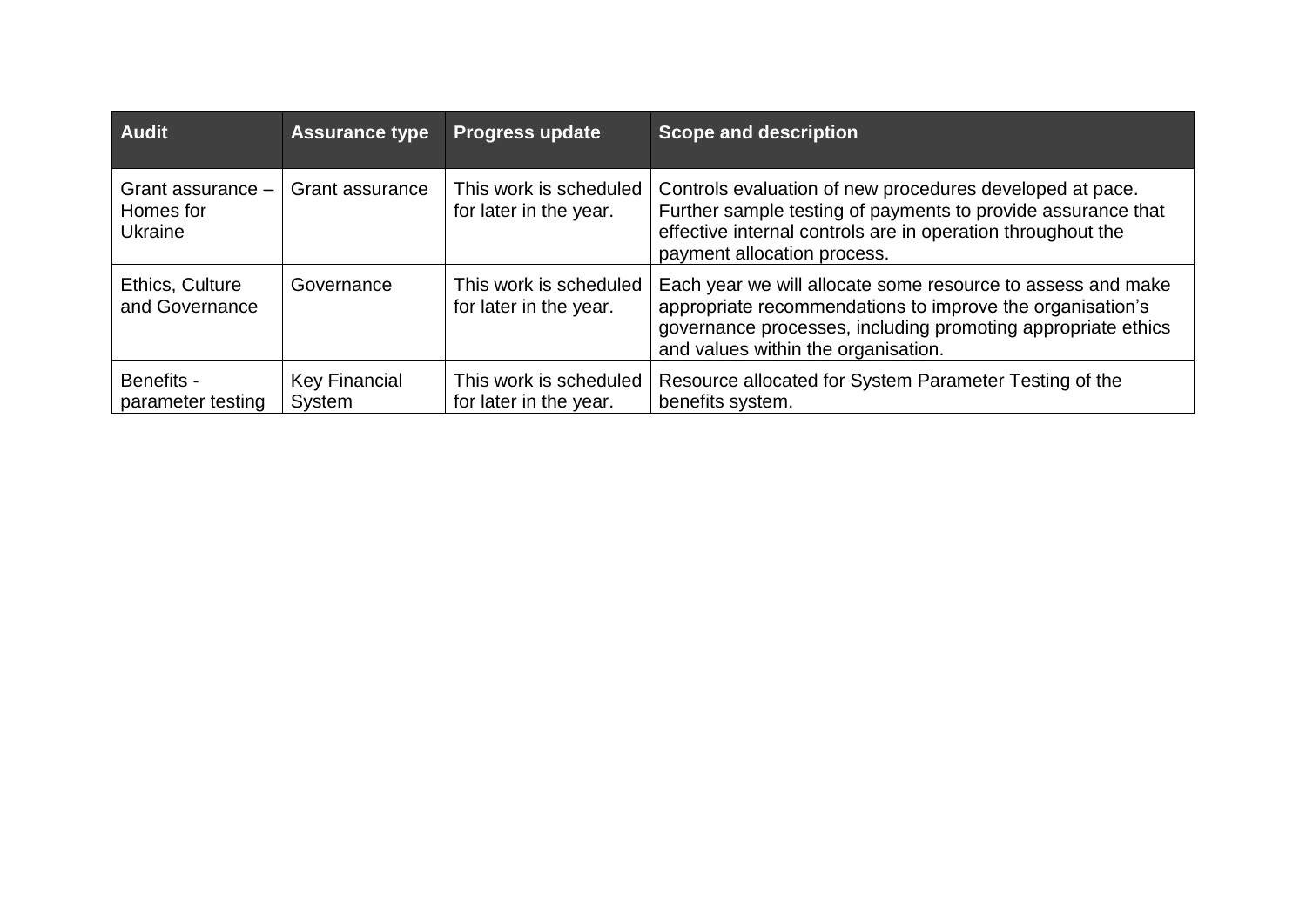| Audit | Assurance type | Progress update | Scope and description |
|---|---|---|---|
| Grant assurance – Homes for Ukraine | Grant assurance | This work is scheduled for later in the year. | Controls evaluation of new procedures developed at pace. Further sample testing of payments to provide assurance that effective internal controls are in operation throughout the payment allocation process. |
| Ethics, Culture and Governance | Governance | This work is scheduled for later in the year. | Each year we will allocate some resource to assess and make appropriate recommendations to improve the organisation’s governance processes, including promoting appropriate ethics and values within the organisation. |
| Benefits - parameter testing | Key Financial System | This work is scheduled for later in the year. | Resource allocated for System Parameter Testing of the benefits system. |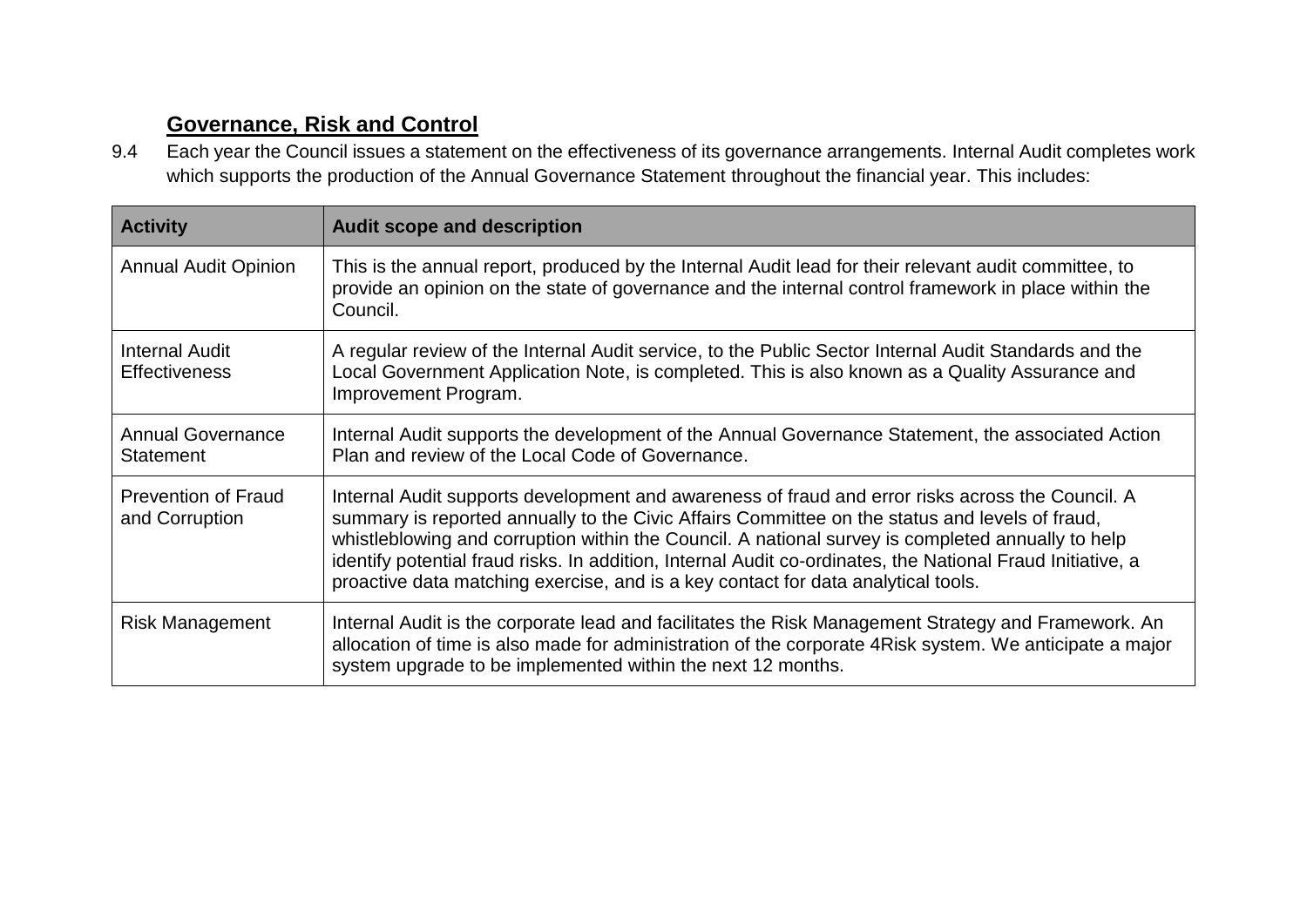## Governance, Risk and Control

9.4 Each year the Council issues a statement on the effectiveness of its governance arrangements. Internal Audit completes work which supports the production of the Annual Governance Statement throughout the financial year. This includes:

| Activity | Audit scope and description |
| --- | --- |
| Annual Audit Opinion | This is the annual report, produced by the Internal Audit lead for their relevant audit committee, to provide an opinion on the state of governance and the internal control framework in place within the Council. |
| Internal Audit Effectiveness | A regular review of the Internal Audit service, to the Public Sector Internal Audit Standards and the Local Government Application Note, is completed. This is also known as a Quality Assurance and Improvement Program. |
| Annual Governance Statement | Internal Audit supports the development of the Annual Governance Statement, the associated Action Plan and review of the Local Code of Governance. |
| Prevention of Fraud and Corruption | Internal Audit supports development and awareness of fraud and error risks across the Council. A summary is reported annually to the Civic Affairs Committee on the status and levels of fraud, whistleblowing and corruption within the Council. A national survey is completed annually to help identify potential fraud risks. In addition, Internal Audit co-ordinates, the National Fraud Initiative, a proactive data matching exercise, and is a key contact for data analytical tools. |
| Risk Management | Internal Audit is the corporate lead and facilitates the Risk Management Strategy and Framework. An allocation of time is also made for administration of the corporate 4Risk system. We anticipate a major system upgrade to be implemented within the next 12 months. |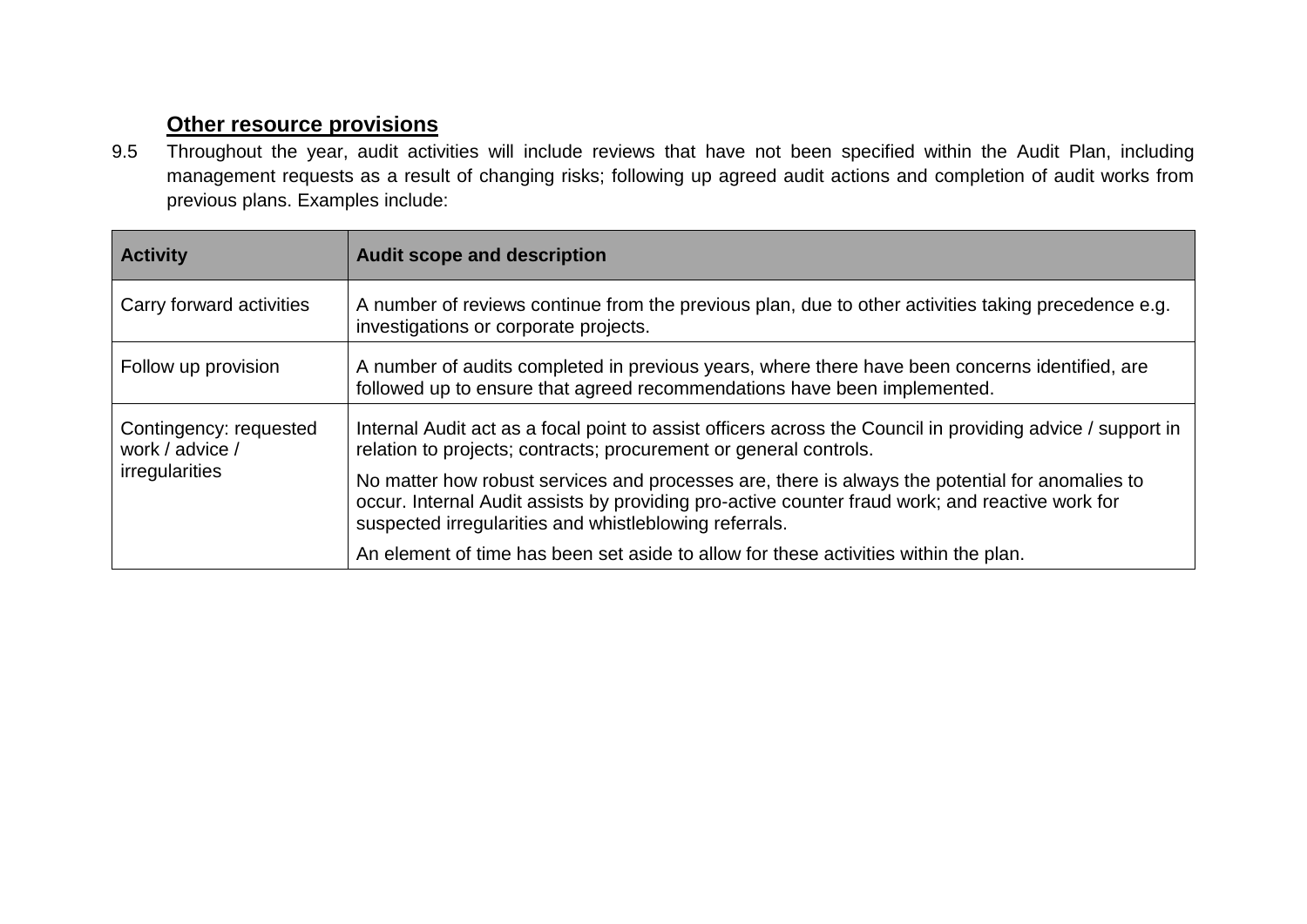**Other resource provisions**

9.5 Throughout the year, audit activities will include reviews that have not been specified within the Audit Plan, including management requests as a result of changing risks; following up agreed audit actions and completion of audit works from previous plans. Examples include:

| Activity | Audit scope and description |
|---|---|
| Carry forward activities | A number of reviews continue from the previous plan, due to other activities taking precedence e.g. investigations or corporate projects. |
| Follow up provision | A number of audits completed in previous years, where there have been concerns identified, are followed up to ensure that agreed recommendations have been implemented. |
| Contingency: requested work / advice / irregularities | Internal Audit act as a focal point to assist officers across the Council in providing advice / support in relation to projects; contracts; procurement or general controls.<br><br>No matter how robust services and processes are, there is always the potential for anomalies to occur. Internal Audit assists by providing pro-active counter fraud work; and reactive work for suspected irregularities and whistleblowing referrals.<br><br>An element of time has been set aside to allow for these activities within the plan. |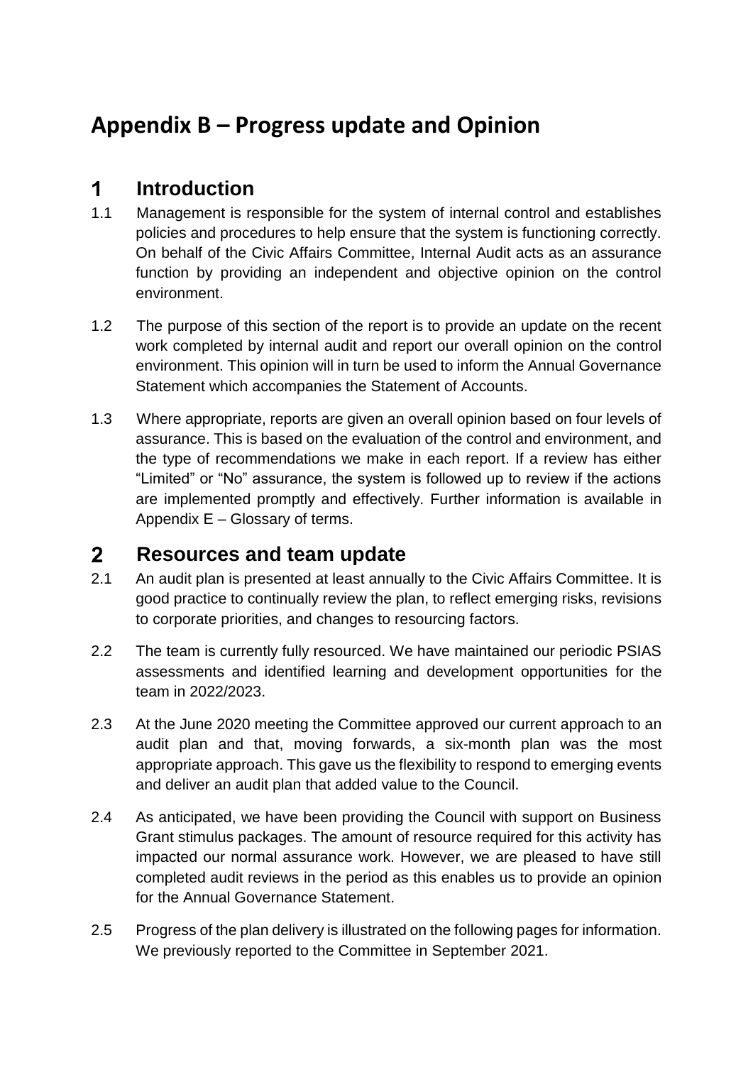# Appendix B – Progress update and Opinion

## 1 Introduction

1.1 Management is responsible for the system of internal control and establishes policies and procedures to help ensure that the system is functioning correctly. On behalf of the Civic Affairs Committee, Internal Audit acts as an assurance function by providing an independent and objective opinion on the control environment.

1.2 The purpose of this section of the report is to provide an update on the recent work completed by internal audit and report our overall opinion on the control environment. This opinion will in turn be used to inform the Annual Governance Statement which accompanies the Statement of Accounts.

1.3 Where appropriate, reports are given an overall opinion based on four levels of assurance. This is based on the evaluation of the control and environment, and the type of recommendations we make in each report. If a review has either "Limited" or "No" assurance, the system is followed up to review if the actions are implemented promptly and effectively. Further information is available in Appendix E – Glossary of terms.

## 2 Resources and team update

2.1 An audit plan is presented at least annually to the Civic Affairs Committee. It is good practice to continually review the plan, to reflect emerging risks, revisions to corporate priorities, and changes to resourcing factors.

2.2 The team is currently fully resourced. We have maintained our periodic PSIAS assessments and identified learning and development opportunities for the team in 2022/2023.

2.3 At the June 2020 meeting the Committee approved our current approach to an audit plan and that, moving forwards, a six-month plan was the most appropriate approach. This gave us the flexibility to respond to emerging events and deliver an audit plan that added value to the Council.

2.4 As anticipated, we have been providing the Council with support on Business Grant stimulus packages. The amount of resource required for this activity has impacted our normal assurance work. However, we are pleased to have still completed audit reviews in the period as this enables us to provide an opinion for the Annual Governance Statement.

2.5 Progress of the plan delivery is illustrated on the following pages for information. We previously reported to the Committee in September 2021.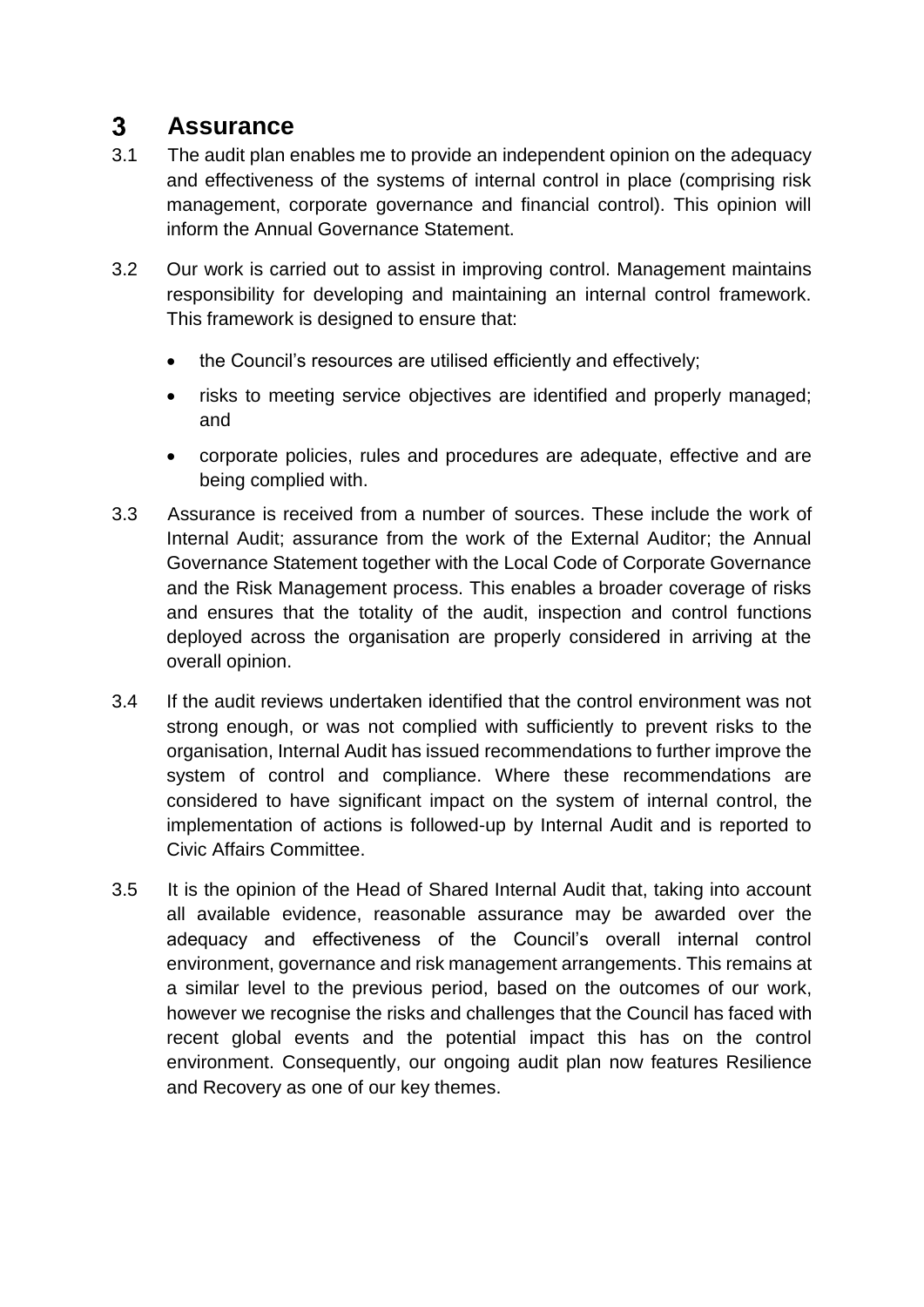## 3 Assurance

3.1 The audit plan enables me to provide an independent opinion on the adequacy and effectiveness of the systems of internal control in place (comprising risk management, corporate governance and financial control). This opinion will inform the Annual Governance Statement.

3.2 Our work is carried out to assist in improving control. Management maintains responsibility for developing and maintaining an internal control framework. This framework is designed to ensure that:

- the Council's resources are utilised efficiently and effectively;
- risks to meeting service objectives are identified and properly managed; and
- corporate policies, rules and procedures are adequate, effective and are being complied with.

3.3 Assurance is received from a number of sources. These include the work of Internal Audit; assurance from the work of the External Auditor; the Annual Governance Statement together with the Local Code of Corporate Governance and the Risk Management process. This enables a broader coverage of risks and ensures that the totality of the audit, inspection and control functions deployed across the organisation are properly considered in arriving at the overall opinion.

3.4 If the audit reviews undertaken identified that the control environment was not strong enough, or was not complied with sufficiently to prevent risks to the organisation, Internal Audit has issued recommendations to further improve the system of control and compliance. Where these recommendations are considered to have significant impact on the system of internal control, the implementation of actions is followed-up by Internal Audit and is reported to Civic Affairs Committee.

3.5 It is the opinion of the Head of Shared Internal Audit that, taking into account all available evidence, reasonable assurance may be awarded over the adequacy and effectiveness of the Council's overall internal control environment, governance and risk management arrangements. This remains at a similar level to the previous period, based on the outcomes of our work, however we recognise the risks and challenges that the Council has faced with recent global events and the potential impact this has on the control environment. Consequently, our ongoing audit plan now features Resilience and Recovery as one of our key themes.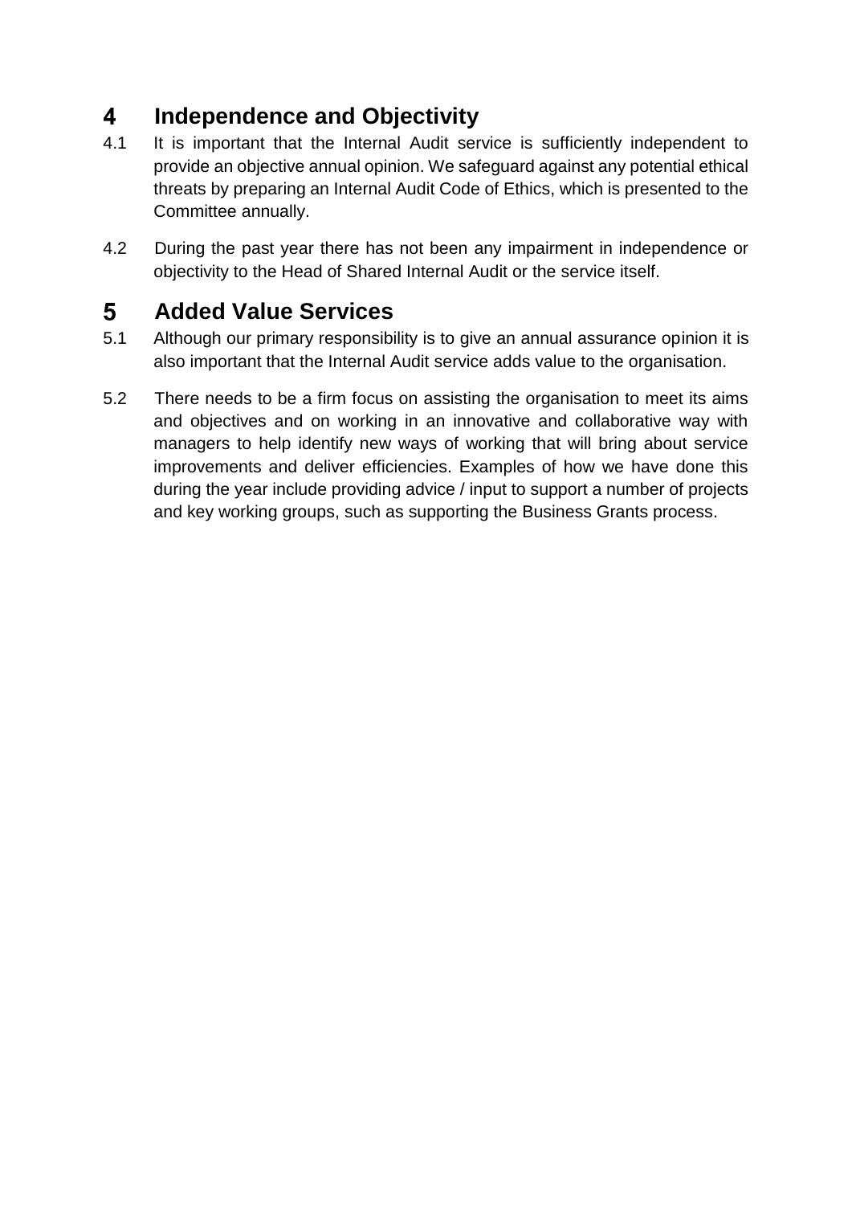## 4 Independence and Objectivity

4.1 It is important that the Internal Audit service is sufficiently independent to provide an objective annual opinion. We safeguard against any potential ethical threats by preparing an Internal Audit Code of Ethics, which is presented to the Committee annually.

4.2 During the past year there has not been any impairment in independence or objectivity to the Head of Shared Internal Audit or the service itself.

## 5 Added Value Services

5.1 Although our primary responsibility is to give an annual assurance opinion it is also important that the Internal Audit service adds value to the organisation.

5.2 There needs to be a firm focus on assisting the organisation to meet its aims and objectives and on working in an innovative and collaborative way with managers to help identify new ways of working that will bring about service improvements and deliver efficiencies. Examples of how we have done this during the year include providing advice / input to support a number of projects and key working groups, such as supporting the Business Grants process.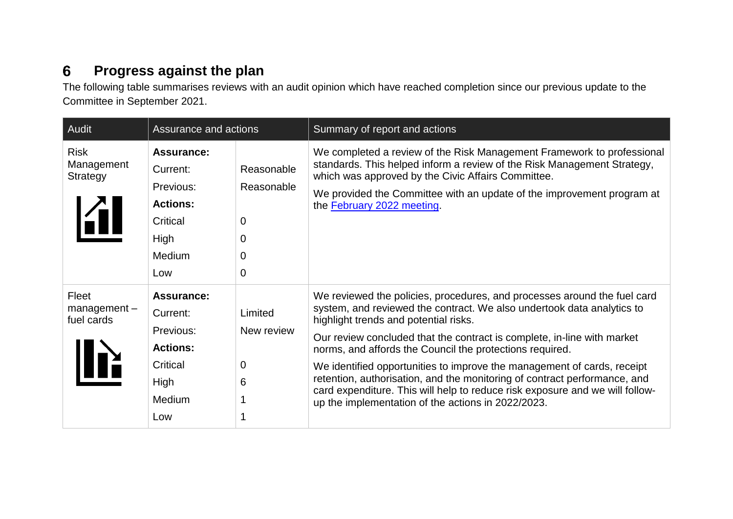## 6 Progress against the plan

The following table summarises reviews with an audit opinion which have reached completion since our previous update to the Committee in September 2021.

| Audit | Assurance and actions | | Summary of report and actions |
|---|---|---|---|
| Risk Management Strategy | **Assurance:**<br>Current:<br>Previous:<br>**Actions:**<br>Critical<br>High<br>Medium<br>Low | <br>Reasonable<br>Reasonable<br><br>0<br>0<br>0<br>0 | We completed a review of the Risk Management Framework to professional standards. This helped inform a review of the Risk Management Strategy, which was approved by the Civic Affairs Committee.<br>We provided the Committee with an update of the improvement program at the February 2022 meeting. |
| Fleet management – fuel cards | **Assurance:**<br>Current:<br>Previous:<br>**Actions:**<br>Critical<br>High<br>Medium<br>Low | <br>Limited<br>New review<br><br>0<br>6<br>1<br>1 | We reviewed the policies, procedures, and processes around the fuel card system, and reviewed the contract. We also undertook data analytics to highlight trends and potential risks.<br>Our review concluded that the contract is complete, in-line with market norms, and affords the Council the protections required.<br>We identified opportunities to improve the management of cards, receipt retention, authorisation, and the monitoring of contract performance, and card expenditure. This will help to reduce risk exposure and we will follow-up the implementation of the actions in 2022/2023. |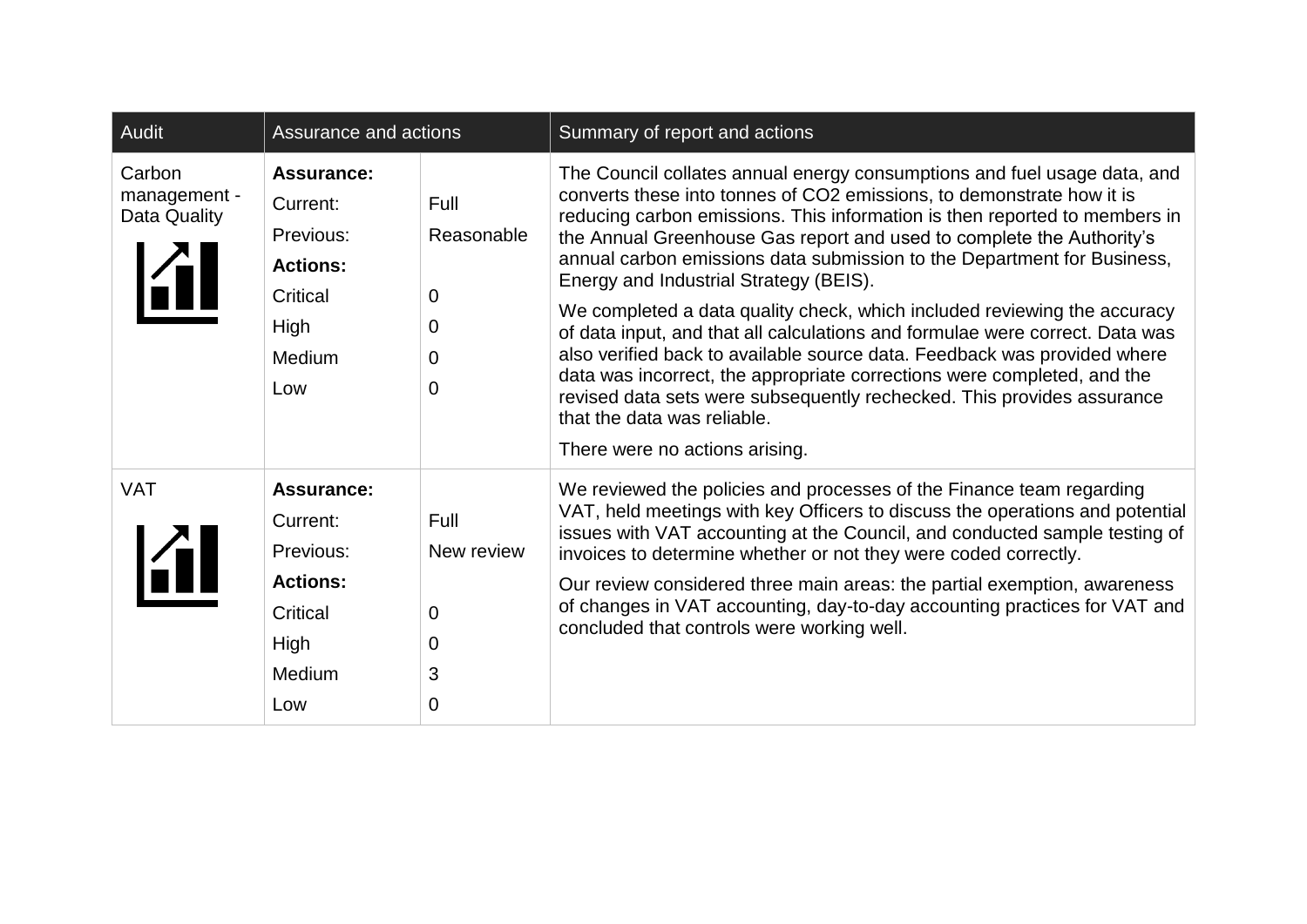| Audit | Assurance and actions | | Summary of report and actions |
|---|---|---|---|
| Carbon management - Data Quality | **Assurance:**<br>Current:<br>Previous:<br>**Actions:**<br>Critical<br>High<br>Medium<br>Low | <br>Full<br>Reasonable<br><br>0<br>0<br>0<br>0 | The Council collates annual energy consumptions and fuel usage data, and converts these into tonnes of $CO_2$ emissions, to demonstrate how it is reducing carbon emissions. This information is then reported to members in the Annual Greenhouse Gas report and used to complete the Authority's annual carbon emissions data submission to the Department for Business, Energy and Industrial Strategy (BEIS).<br><br>We completed a data quality check, which included reviewing the accuracy of data input, and that all calculations and formulae were correct. Data was also verified back to available source data. Feedback was provided where data was incorrect, the appropriate corrections were completed, and the revised data sets were subsequently rechecked. This provides assurance that the data was reliable.<br><br>There were no actions arising. |
| VAT | **Assurance:**<br>Current:<br>Previous:<br>**Actions:**<br>Critical<br>High<br>Medium<br>Low | <br>Full<br>New review<br><br>0<br>0<br>3<br>0 | We reviewed the policies and processes of the Finance team regarding VAT, held meetings with key Officers to discuss the operations and potential issues with VAT accounting at the Council, and conducted sample testing of invoices to determine whether or not they were coded correctly.<br><br>Our review considered three main areas: the partial exemption, awareness of changes in VAT accounting, day-to-day accounting practices for VAT and concluded that controls were working well. |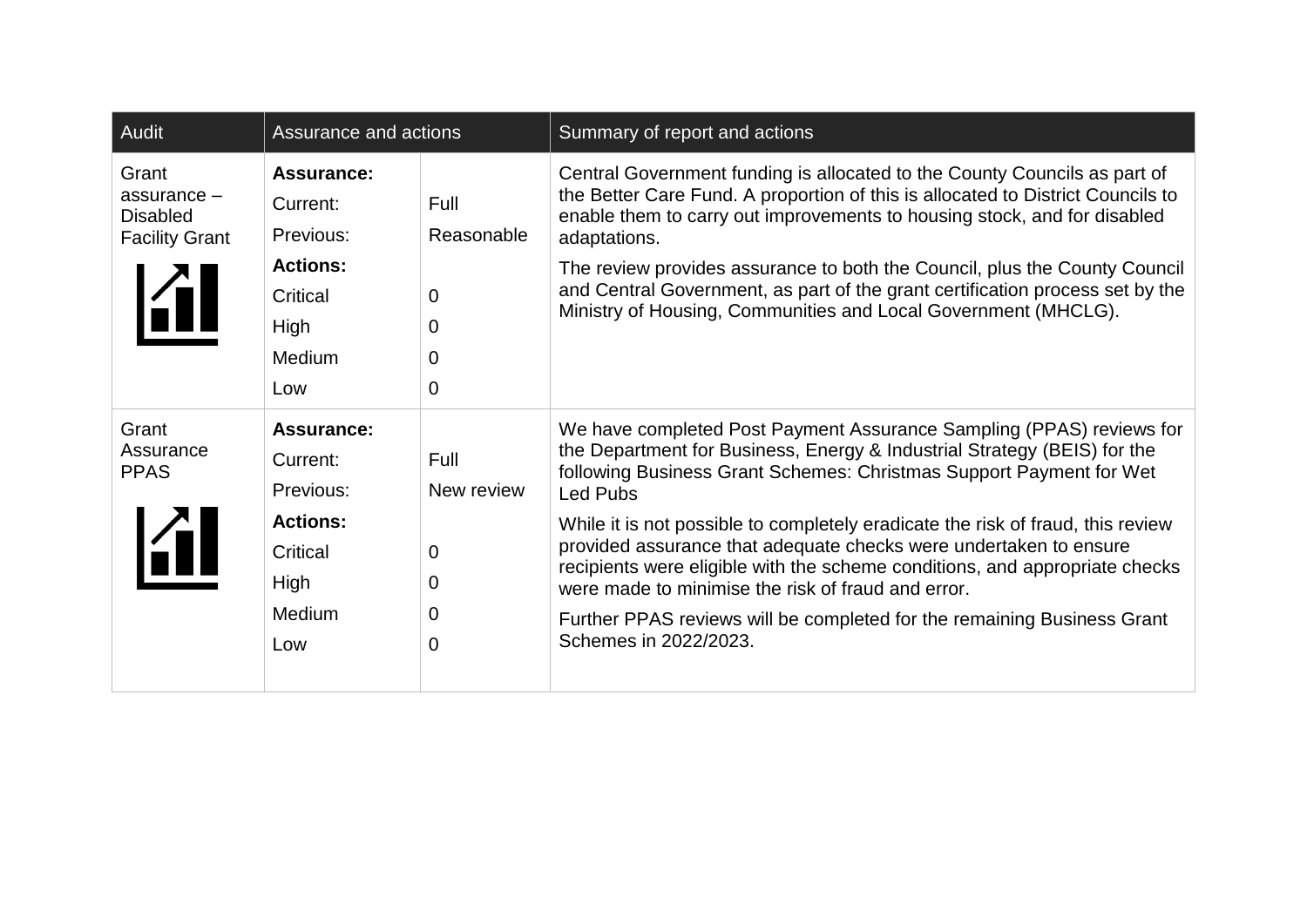| Audit | Assurance and actions | | Summary of report and actions |
|---|---|---|---|
| Grant assurance – Disabled Facility Grant | **Assurance:**<br>Current:<br>Previous:<br>**Actions:**<br>Critical<br>High<br>Medium<br>Low | <br>Full<br>Reasonable<br><br>0<br>0<br>0<br>0 | Central Government funding is allocated to the County Councils as part of the Better Care Fund. A proportion of this is allocated to District Councils to enable them to carry out improvements to housing stock, and for disabled adaptations.<br><br>The review provides assurance to both the Council, plus the County Council and Central Government, as part of the grant certification process set by the Ministry of Housing, Communities and Local Government (MHCLG). |
| Grant Assurance PPAS | **Assurance:**<br>Current:<br>Previous:<br>**Actions:**<br>Critical<br>High<br>Medium<br>Low | <br>Full<br>New review<br><br>0<br>0<br>0<br>0 | We have completed Post Payment Assurance Sampling (PPAS) reviews for the Department for Business, Energy & Industrial Strategy (BEIS) for the following Business Grant Schemes: Christmas Support Payment for Wet Led Pubs<br><br>While it is not possible to completely eradicate the risk of fraud, this review provided assurance that adequate checks were undertaken to ensure recipients were eligible with the scheme conditions, and appropriate checks were made to minimise the risk of fraud and error.<br><br>Further PPAS reviews will be completed for the remaining Business Grant Schemes in 2022/2023. |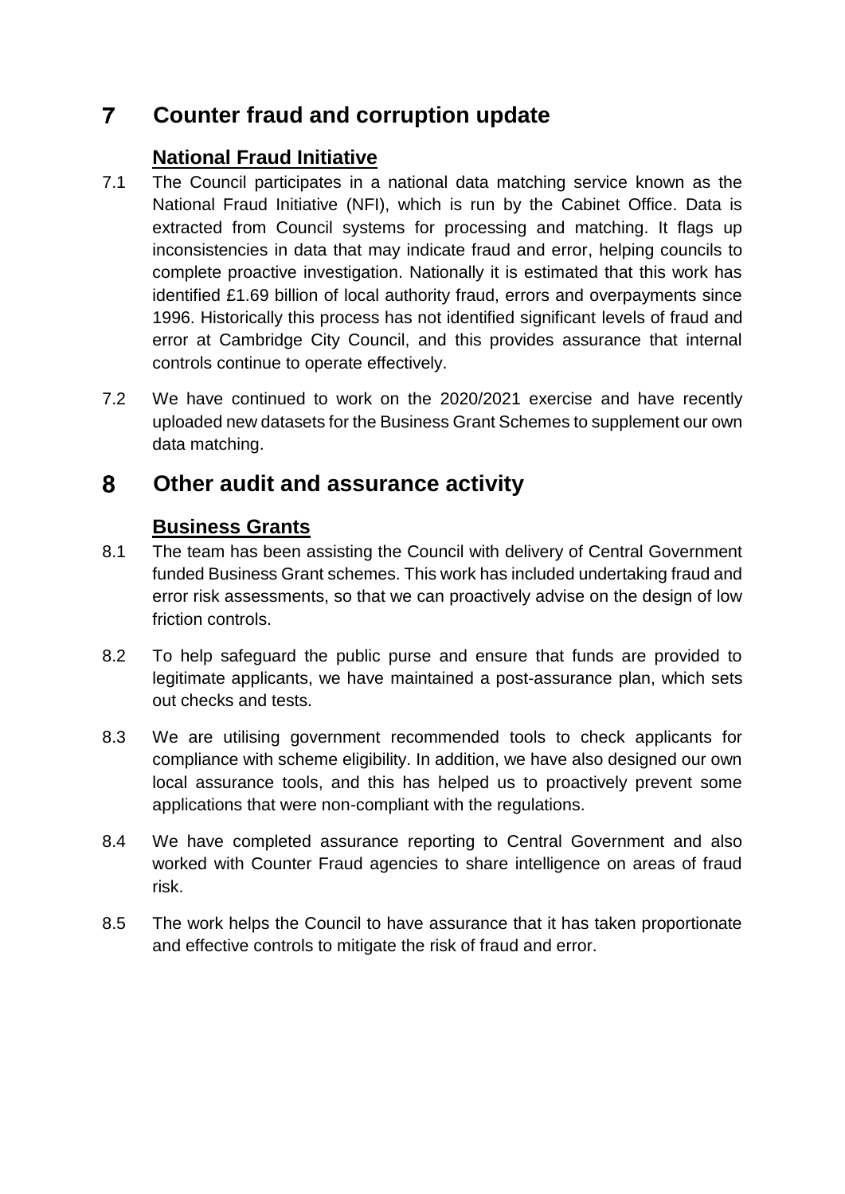# 7 Counter fraud and corruption update

### National Fraud Initiative

7.1 The Council participates in a national data matching service known as the National Fraud Initiative (NFI), which is run by the Cabinet Office. Data is extracted from Council systems for processing and matching. It flags up inconsistencies in data that may indicate fraud and error, helping councils to complete proactive investigation. Nationally it is estimated that this work has identified £1.69 billion of local authority fraud, errors and overpayments since 1996. Historically this process has not identified significant levels of fraud and error at Cambridge City Council, and this provides assurance that internal controls continue to operate effectively.

7.2 We have continued to work on the 2020/2021 exercise and have recently uploaded new datasets for the Business Grant Schemes to supplement our own data matching.

# 8 Other audit and assurance activity

### Business Grants

8.1 The team has been assisting the Council with delivery of Central Government funded Business Grant schemes. This work has included undertaking fraud and error risk assessments, so that we can proactively advise on the design of low friction controls.

8.2 To help safeguard the public purse and ensure that funds are provided to legitimate applicants, we have maintained a post-assurance plan, which sets out checks and tests.

8.3 We are utilising government recommended tools to check applicants for compliance with scheme eligibility. In addition, we have also designed our own local assurance tools, and this has helped us to proactively prevent some applications that were non-compliant with the regulations.

8.4 We have completed assurance reporting to Central Government and also worked with Counter Fraud agencies to share intelligence on areas of fraud risk.

8.5 The work helps the Council to have assurance that it has taken proportionate and effective controls to mitigate the risk of fraud and error.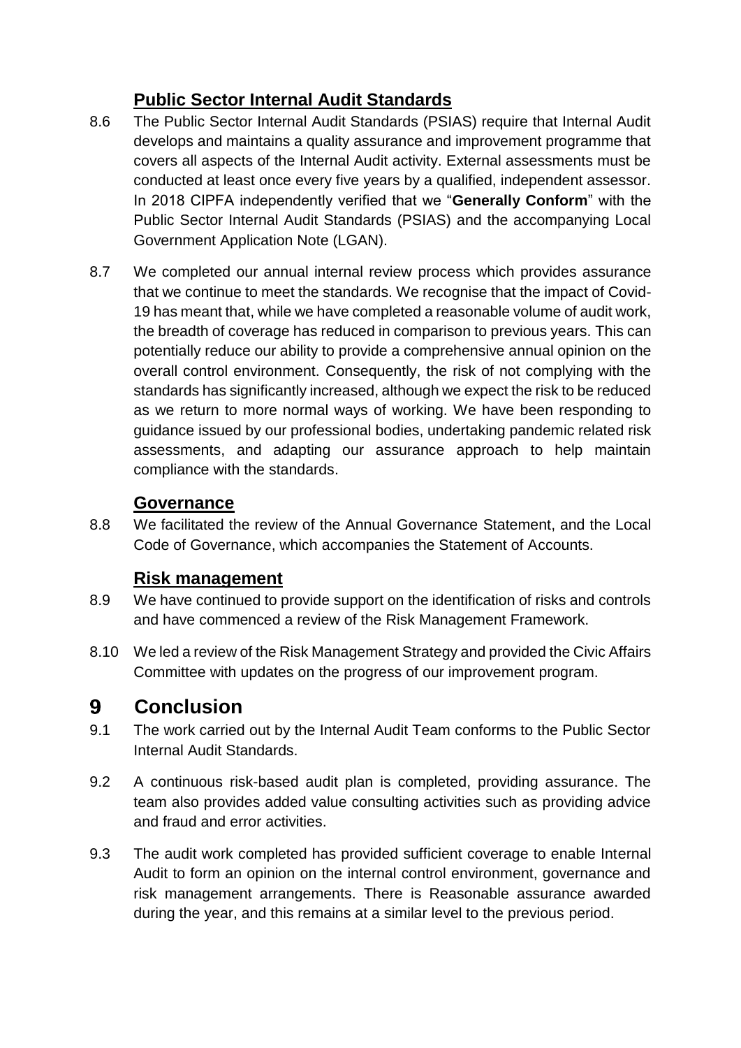### Public Sector Internal Audit Standards

8.6 The Public Sector Internal Audit Standards (PSIAS) require that Internal Audit develops and maintains a quality assurance and improvement programme that covers all aspects of the Internal Audit activity. External assessments must be conducted at least once every five years by a qualified, independent assessor. In 2018 CIPFA independently verified that we "**Generally Conform**" with the Public Sector Internal Audit Standards (PSIAS) and the accompanying Local Government Application Note (LGAN).

8.7 We completed our annual internal review process which provides assurance that we continue to meet the standards. We recognise that the impact of Covid-19 has meant that, while we have completed a reasonable volume of audit work, the breadth of coverage has reduced in comparison to previous years. This can potentially reduce our ability to provide a comprehensive annual opinion on the overall control environment. Consequently, the risk of not complying with the standards has significantly increased, although we expect the risk to be reduced as we return to more normal ways of working. We have been responding to guidance issued by our professional bodies, undertaking pandemic related risk assessments, and adapting our assurance approach to help maintain compliance with the standards.

### Governance

8.8 We facilitated the review of the Annual Governance Statement, and the Local Code of Governance, which accompanies the Statement of Accounts.

### Risk management

8.9 We have continued to provide support on the identification of risks and controls and have commenced a review of the Risk Management Framework.

8.10 We led a review of the Risk Management Strategy and provided the Civic Affairs Committee with updates on the progress of our improvement program.

## 9 Conclusion

9.1 The work carried out by the Internal Audit Team conforms to the Public Sector Internal Audit Standards.

9.2 A continuous risk-based audit plan is completed, providing assurance. The team also provides added value consulting activities such as providing advice and fraud and error activities.

9.3 The audit work completed has provided sufficient coverage to enable Internal Audit to form an opinion on the internal control environment, governance and risk management arrangements. There is Reasonable assurance awarded during the year, and this remains at a similar level to the previous period.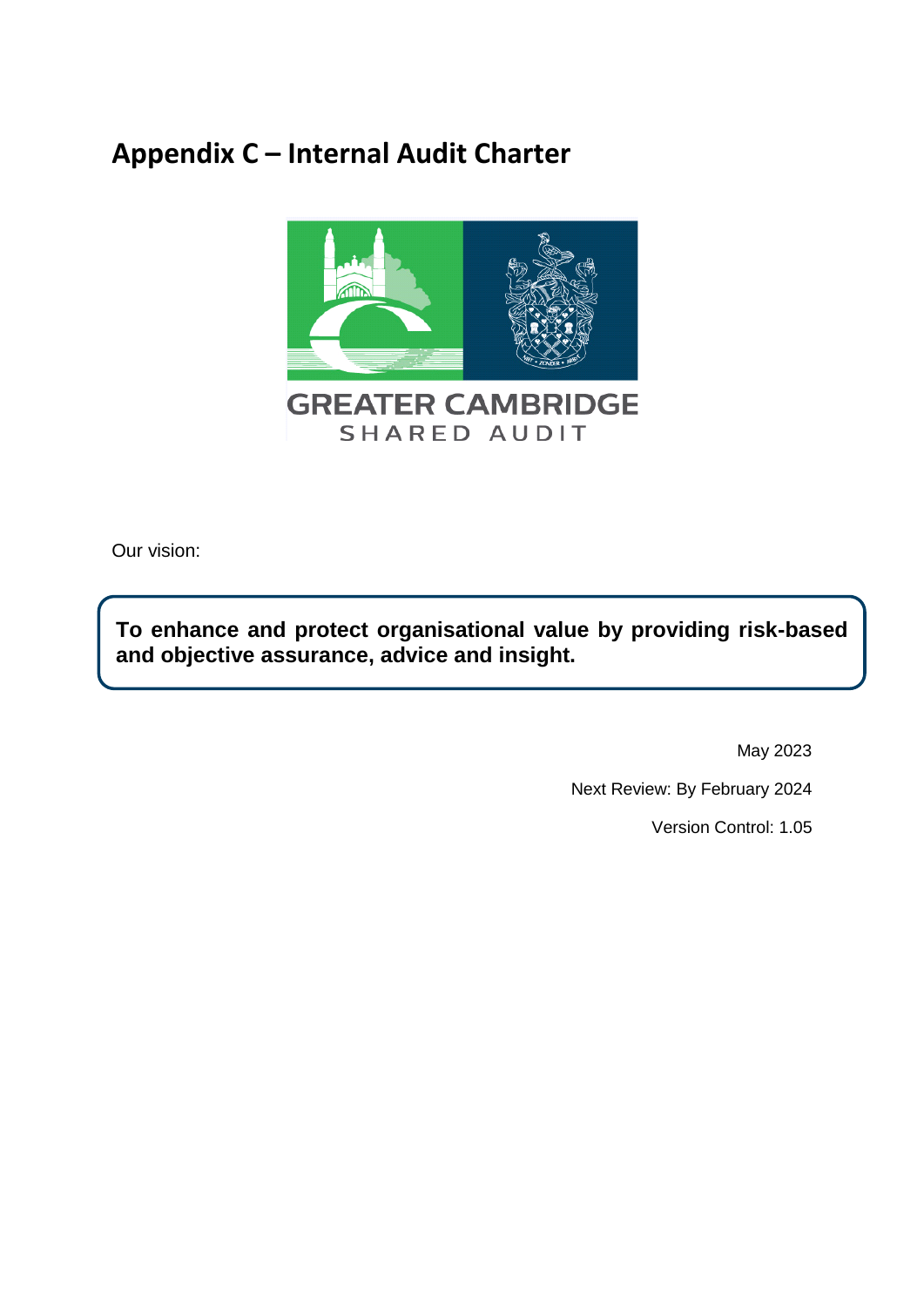# Appendix C – Internal Audit Charter

GREATER CAMBRIDGE
SHARED AUDIT

Our vision:

**To enhance and protect organisational value by providing risk-based and objective assurance, advice and insight.**

May 2023

Next Review: By February 2024

Version Control: 1.05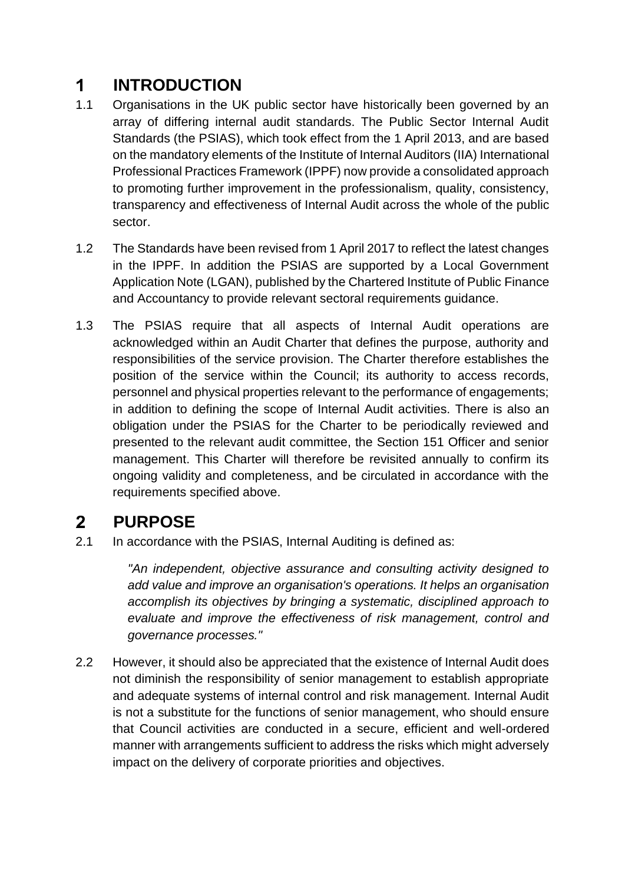# 1 INTRODUCTION

1.1 Organisations in the UK public sector have historically been governed by an array of differing internal audit standards. The Public Sector Internal Audit Standards (the PSIAS), which took effect from the 1 April 2013, and are based on the mandatory elements of the Institute of Internal Auditors (IIA) International Professional Practices Framework (IPPF) now provide a consolidated approach to promoting further improvement in the professionalism, quality, consistency, transparency and effectiveness of Internal Audit across the whole of the public sector.

1.2 The Standards have been revised from 1 April 2017 to reflect the latest changes in the IPPF. In addition the PSIAS are supported by a Local Government Application Note (LGAN), published by the Chartered Institute of Public Finance and Accountancy to provide relevant sectoral requirements guidance.

1.3 The PSIAS require that all aspects of Internal Audit operations are acknowledged within an Audit Charter that defines the purpose, authority and responsibilities of the service provision. The Charter therefore establishes the position of the service within the Council; its authority to access records, personnel and physical properties relevant to the performance of engagements; in addition to defining the scope of Internal Audit activities. There is also an obligation under the PSIAS for the Charter to be periodically reviewed and presented to the relevant audit committee, the Section 151 Officer and senior management. This Charter will therefore be revisited annually to confirm its ongoing validity and completeness, and be circulated in accordance with the requirements specified above.

# 2 PURPOSE

2.1 In accordance with the PSIAS, Internal Auditing is defined as:

> *"An independent, objective assurance and consulting activity designed to add value and improve an organisation's operations. It helps an organisation accomplish its objectives by bringing a systematic, disciplined approach to evaluate and improve the effectiveness of risk management, control and governance processes."*

2.2 However, it should also be appreciated that the existence of Internal Audit does not diminish the responsibility of senior management to establish appropriate and adequate systems of internal control and risk management. Internal Audit is not a substitute for the functions of senior management, who should ensure that Council activities are conducted in a secure, efficient and well-ordered manner with arrangements sufficient to address the risks which might adversely impact on the delivery of corporate priorities and objectives.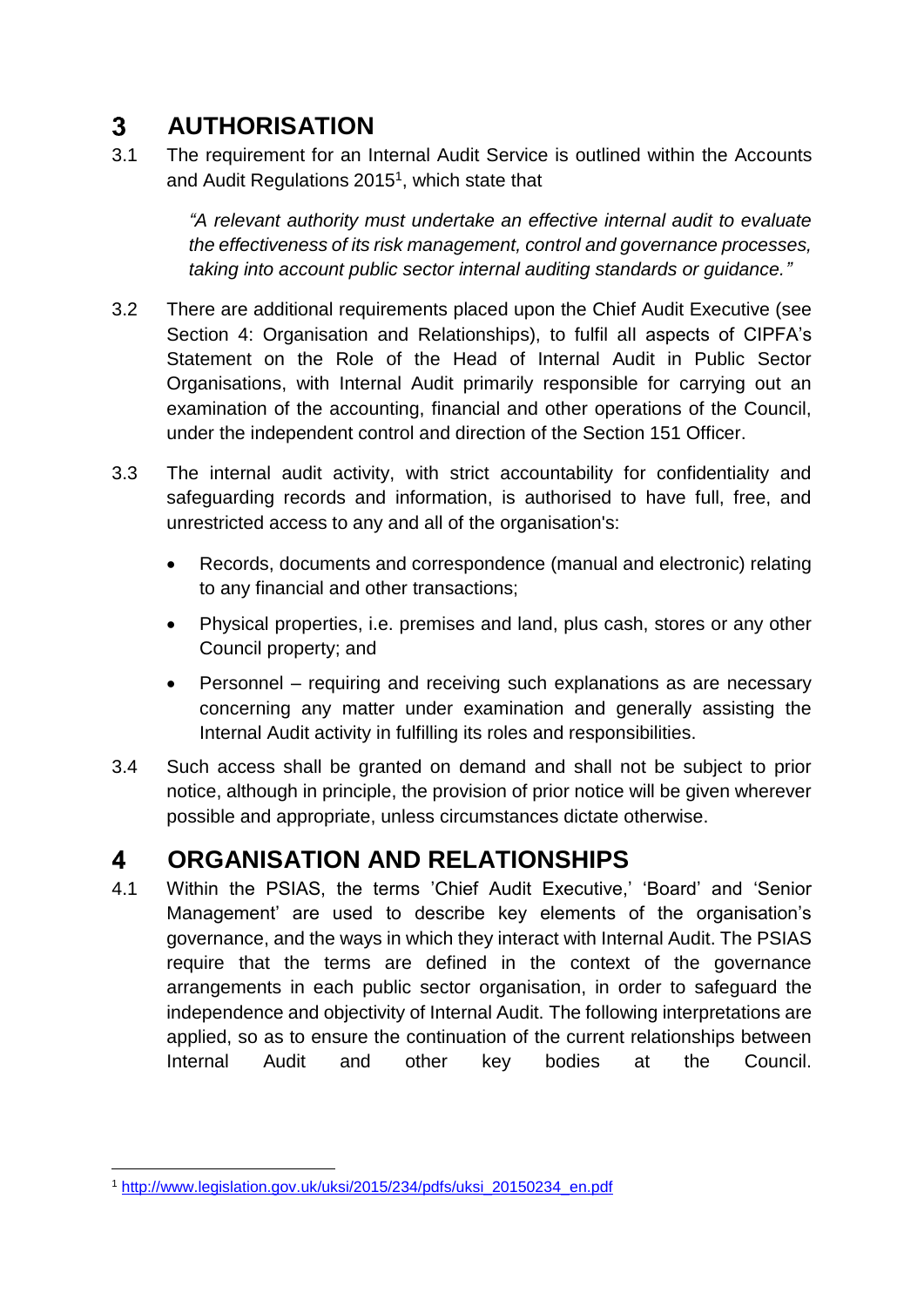# 3 AUTHORISATION

3.1 The requirement for an Internal Audit Service is outlined within the Accounts and Audit Regulations 2015[1], which state that

> *"A relevant authority must undertake an effective internal audit to evaluate the effectiveness of its risk management, control and governance processes, taking into account public sector internal auditing standards or guidance."*

3.2 There are additional requirements placed upon the Chief Audit Executive (see Section 4: Organisation and Relationships), to fulfil all aspects of CIPFA's Statement on the Role of the Head of Internal Audit in Public Sector Organisations, with Internal Audit primarily responsible for carrying out an examination of the accounting, financial and other operations of the Council, under the independent control and direction of the Section 151 Officer.

3.3 The internal audit activity, with strict accountability for confidentiality and safeguarding records and information, is authorised to have full, free, and unrestricted access to any and all of the organisation's:

- Records, documents and correspondence (manual and electronic) relating to any financial and other transactions;
- Physical properties, i.e. premises and land, plus cash, stores or any other Council property; and
- Personnel – requiring and receiving such explanations as are necessary concerning any matter under examination and generally assisting the Internal Audit activity in fulfilling its roles and responsibilities.

3.4 Such access shall be granted on demand and shall not be subject to prior notice, although in principle, the provision of prior notice will be given wherever possible and appropriate, unless circumstances dictate otherwise.

# 4 ORGANISATION AND RELATIONSHIPS

4.1 Within the PSIAS, the terms 'Chief Audit Executive,' 'Board' and 'Senior Management' are used to describe key elements of the organisation's governance, and the ways in which they interact with Internal Audit. The PSIAS require that the terms are defined in the context of the governance arrangements in each public sector organisation, in order to safeguard the independence and objectivity of Internal Audit. The following interpretations are applied, so as to ensure the continuation of the current relationships between Internal Audit and other key bodies at the Council.

[1] http://www.legislation.gov.uk/uksi/2015/234/pdfs/uksi_20150234_en.pdf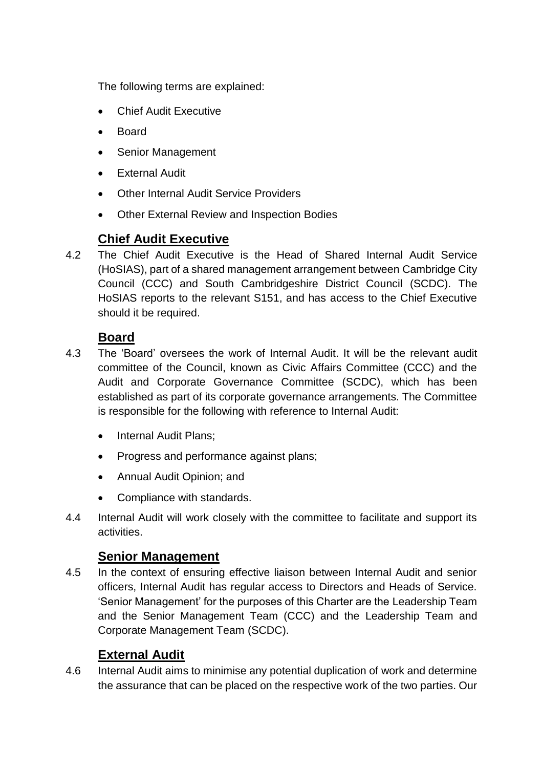The following terms are explained:

- Chief Audit Executive
- Board
- Senior Management
- External Audit
- Other Internal Audit Service Providers
- Other External Review and Inspection Bodies

## Chief Audit Executive

4.2 The Chief Audit Executive is the Head of Shared Internal Audit Service (HoSIAS), part of a shared management arrangement between Cambridge City Council (CCC) and South Cambridgeshire District Council (SCDC). The HoSIAS reports to the relevant S151, and has access to the Chief Executive should it be required.

## Board

4.3 The 'Board' oversees the work of Internal Audit. It will be the relevant audit committee of the Council, known as Civic Affairs Committee (CCC) and the Audit and Corporate Governance Committee (SCDC), which has been established as part of its corporate governance arrangements. The Committee is responsible for the following with reference to Internal Audit:

- Internal Audit Plans;
- Progress and performance against plans;
- Annual Audit Opinion; and
- Compliance with standards.

4.4 Internal Audit will work closely with the committee to facilitate and support its activities.

## Senior Management

4.5 In the context of ensuring effective liaison between Internal Audit and senior officers, Internal Audit has regular access to Directors and Heads of Service. 'Senior Management' for the purposes of this Charter are the Leadership Team and the Senior Management Team (CCC) and the Leadership Team and Corporate Management Team (SCDC).

## External Audit

4.6 Internal Audit aims to minimise any potential duplication of work and determine the assurance that can be placed on the respective work of the two parties. Our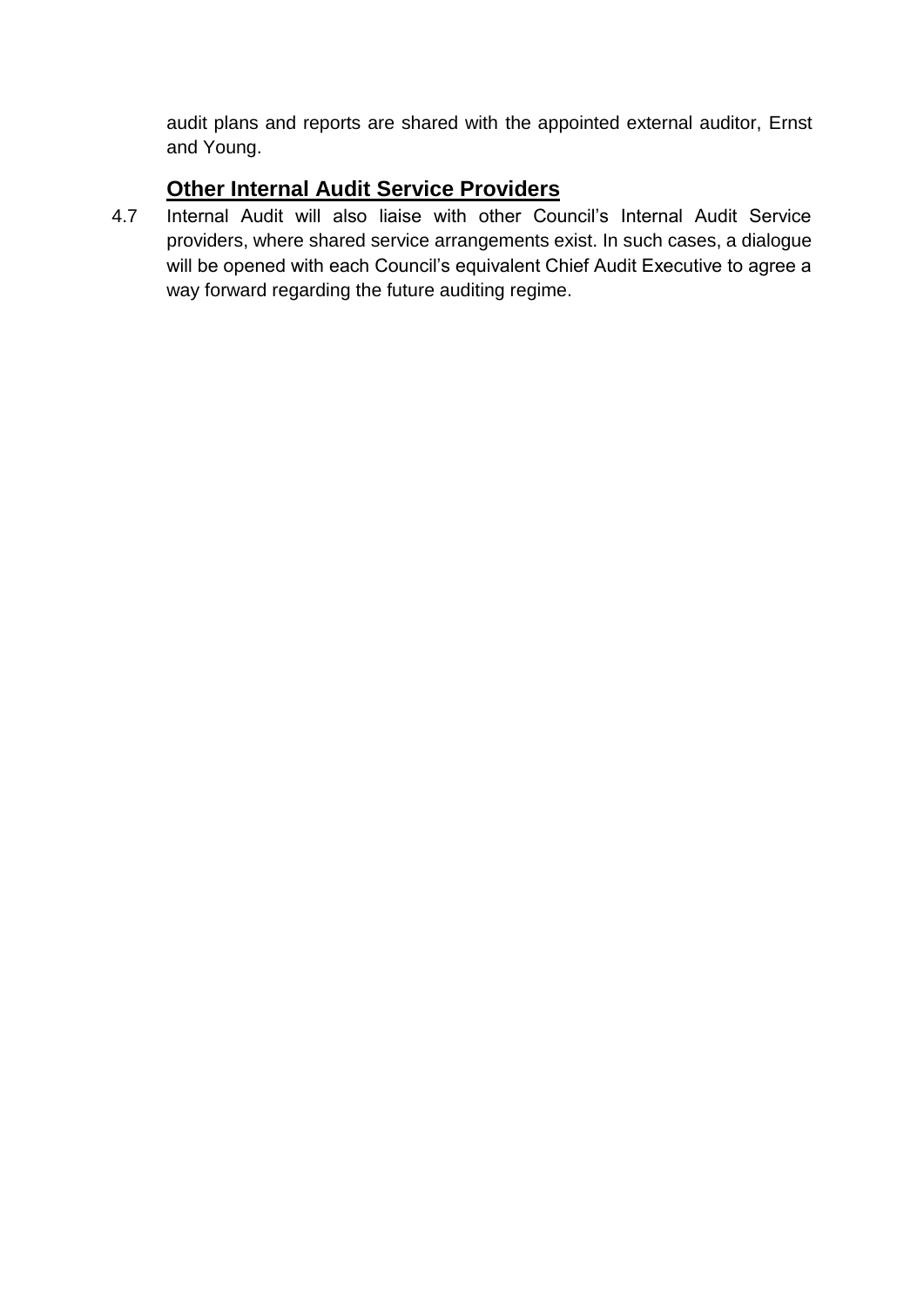audit plans and reports are shared with the appointed external auditor, Ernst and Young.

## Other Internal Audit Service Providers

4.7 Internal Audit will also liaise with other Council's Internal Audit Service providers, where shared service arrangements exist. In such cases, a dialogue will be opened with each Council's equivalent Chief Audit Executive to agree a way forward regarding the future auditing regime.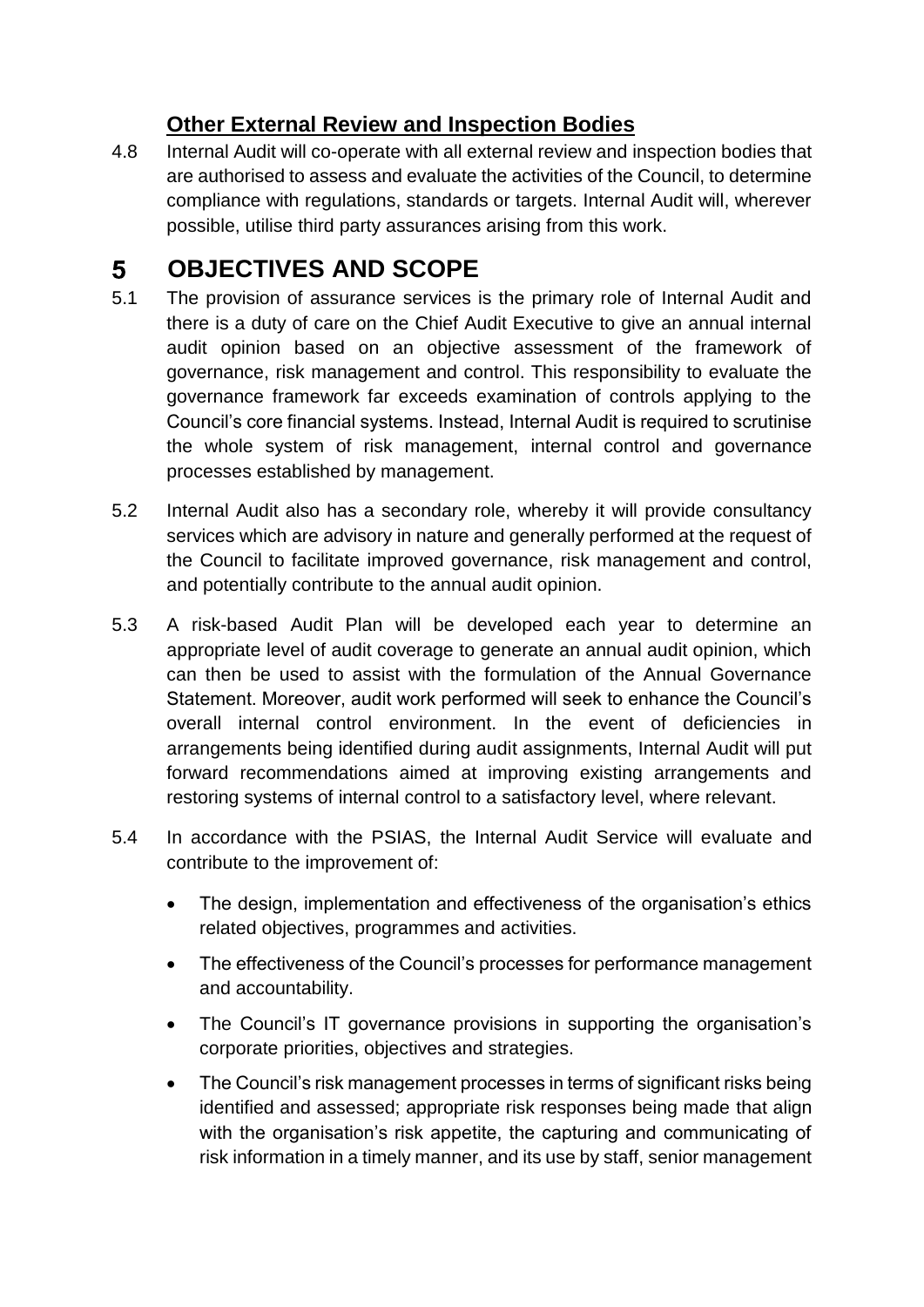### Other External Review and Inspection Bodies

4.8 Internal Audit will co-operate with all external review and inspection bodies that are authorised to assess and evaluate the activities of the Council, to determine compliance with regulations, standards or targets. Internal Audit will, wherever possible, utilise third party assurances arising from this work.

# 5 OBJECTIVES AND SCOPE

5.1 The provision of assurance services is the primary role of Internal Audit and there is a duty of care on the Chief Audit Executive to give an annual internal audit opinion based on an objective assessment of the framework of governance, risk management and control. This responsibility to evaluate the governance framework far exceeds examination of controls applying to the Council's core financial systems. Instead, Internal Audit is required to scrutinise the whole system of risk management, internal control and governance processes established by management.

5.2 Internal Audit also has a secondary role, whereby it will provide consultancy services which are advisory in nature and generally performed at the request of the Council to facilitate improved governance, risk management and control, and potentially contribute to the annual audit opinion.

5.3 A risk-based Audit Plan will be developed each year to determine an appropriate level of audit coverage to generate an annual audit opinion, which can then be used to assist with the formulation of the Annual Governance Statement. Moreover, audit work performed will seek to enhance the Council's overall internal control environment. In the event of deficiencies in arrangements being identified during audit assignments, Internal Audit will put forward recommendations aimed at improving existing arrangements and restoring systems of internal control to a satisfactory level, where relevant.

5.4 In accordance with the PSIAS, the Internal Audit Service will evaluate and contribute to the improvement of:

- The design, implementation and effectiveness of the organisation's ethics related objectives, programmes and activities.
- The effectiveness of the Council's processes for performance management and accountability.
- The Council's IT governance provisions in supporting the organisation's corporate priorities, objectives and strategies.
- The Council's risk management processes in terms of significant risks being identified and assessed; appropriate risk responses being made that align with the organisation's risk appetite, the capturing and communicating of risk information in a timely manner, and its use by staff, senior management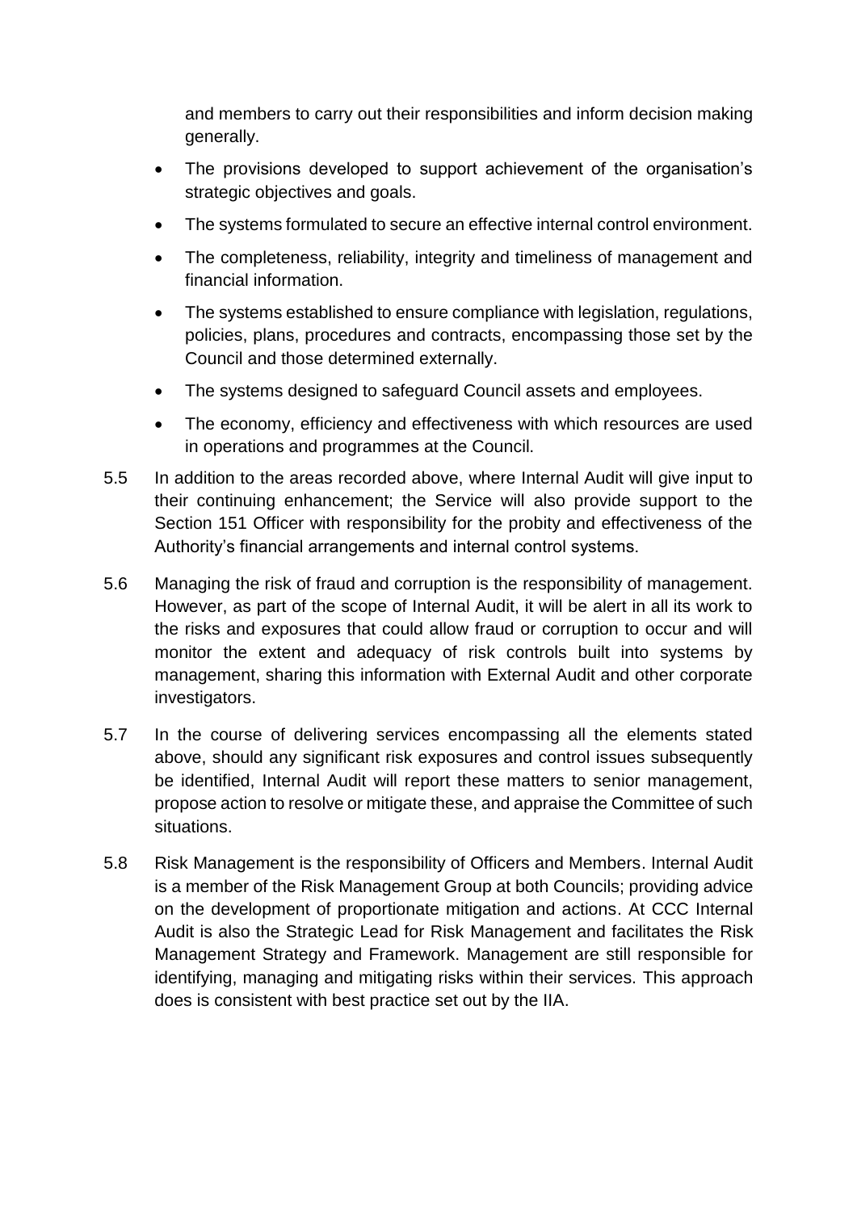and members to carry out their responsibilities and inform decision making generally.

- The provisions developed to support achievement of the organisation's strategic objectives and goals.
- The systems formulated to secure an effective internal control environment.
- The completeness, reliability, integrity and timeliness of management and financial information.
- The systems established to ensure compliance with legislation, regulations, policies, plans, procedures and contracts, encompassing those set by the Council and those determined externally.
- The systems designed to safeguard Council assets and employees.
- The economy, efficiency and effectiveness with which resources are used in operations and programmes at the Council.

5.5 In addition to the areas recorded above, where Internal Audit will give input to their continuing enhancement; the Service will also provide support to the Section 151 Officer with responsibility for the probity and effectiveness of the Authority's financial arrangements and internal control systems.

5.6 Managing the risk of fraud and corruption is the responsibility of management. However, as part of the scope of Internal Audit, it will be alert in all its work to the risks and exposures that could allow fraud or corruption to occur and will monitor the extent and adequacy of risk controls built into systems by management, sharing this information with External Audit and other corporate investigators.

5.7 In the course of delivering services encompassing all the elements stated above, should any significant risk exposures and control issues subsequently be identified, Internal Audit will report these matters to senior management, propose action to resolve or mitigate these, and appraise the Committee of such situations.

5.8 Risk Management is the responsibility of Officers and Members. Internal Audit is a member of the Risk Management Group at both Councils; providing advice on the development of proportionate mitigation and actions. At CCC Internal Audit is also the Strategic Lead for Risk Management and facilitates the Risk Management Strategy and Framework. Management are still responsible for identifying, managing and mitigating risks within their services. This approach does is consistent with best practice set out by the IIA.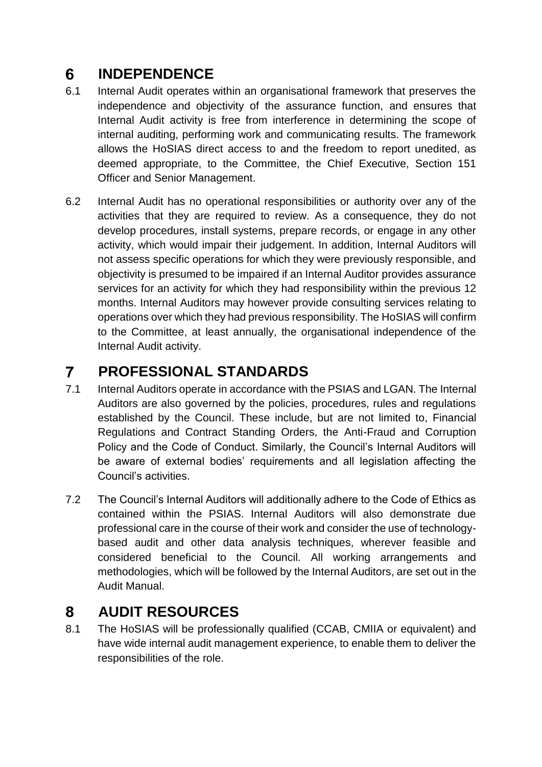# 6 INDEPENDENCE

6.1 Internal Audit operates within an organisational framework that preserves the independence and objectivity of the assurance function, and ensures that Internal Audit activity is free from interference in determining the scope of internal auditing, performing work and communicating results. The framework allows the HoSIAS direct access to and the freedom to report unedited, as deemed appropriate, to the Committee, the Chief Executive, Section 151 Officer and Senior Management.

6.2 Internal Audit has no operational responsibilities or authority over any of the activities that they are required to review. As a consequence, they do not develop procedures, install systems, prepare records, or engage in any other activity, which would impair their judgement. In addition, Internal Auditors will not assess specific operations for which they were previously responsible, and objectivity is presumed to be impaired if an Internal Auditor provides assurance services for an activity for which they had responsibility within the previous 12 months. Internal Auditors may however provide consulting services relating to operations over which they had previous responsibility. The HoSIAS will confirm to the Committee, at least annually, the organisational independence of the Internal Audit activity.

# 7 PROFESSIONAL STANDARDS

7.1 Internal Auditors operate in accordance with the PSIAS and LGAN. The Internal Auditors are also governed by the policies, procedures, rules and regulations established by the Council. These include, but are not limited to, Financial Regulations and Contract Standing Orders, the Anti-Fraud and Corruption Policy and the Code of Conduct. Similarly, the Council's Internal Auditors will be aware of external bodies' requirements and all legislation affecting the Council's activities.

7.2 The Council's Internal Auditors will additionally adhere to the Code of Ethics as contained within the PSIAS. Internal Auditors will also demonstrate due professional care in the course of their work and consider the use of technology-based audit and other data analysis techniques, wherever feasible and considered beneficial to the Council. All working arrangements and methodologies, which will be followed by the Internal Auditors, are set out in the Audit Manual.

# 8 AUDIT RESOURCES

8.1 The HoSIAS will be professionally qualified (CCAB, CMIIA or equivalent) and have wide internal audit management experience, to enable them to deliver the responsibilities of the role.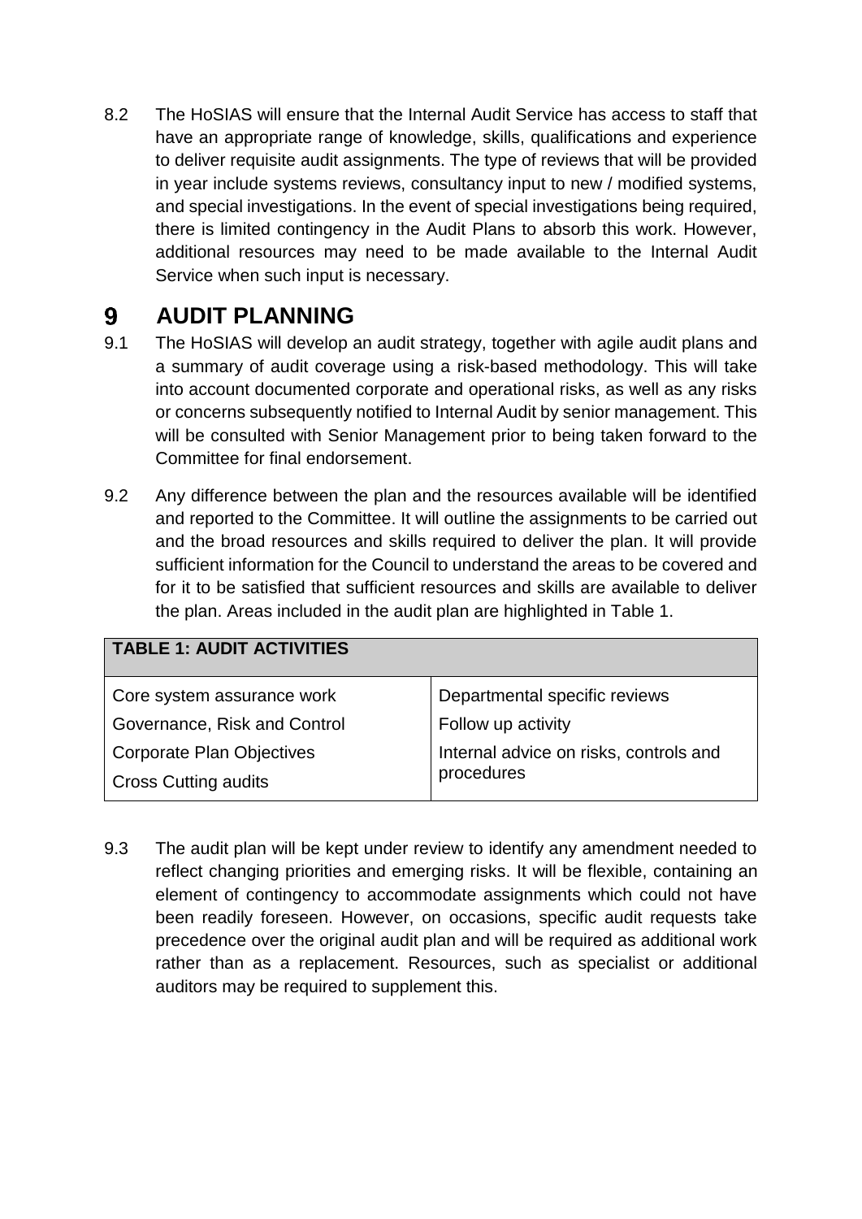8.2 The HoSIAS will ensure that the Internal Audit Service has access to staff that have an appropriate range of knowledge, skills, qualifications and experience to deliver requisite audit assignments. The type of reviews that will be provided in year include systems reviews, consultancy input to new / modified systems, and special investigations. In the event of special investigations being required, there is limited contingency in the Audit Plans to absorb this work. However, additional resources may need to be made available to the Internal Audit Service when such input is necessary.

# 9 AUDIT PLANNING

9.1 The HoSIAS will develop an audit strategy, together with agile audit plans and a summary of audit coverage using a risk-based methodology. This will take into account documented corporate and operational risks, as well as any risks or concerns subsequently notified to Internal Audit by senior management. This will be consulted with Senior Management prior to being taken forward to the Committee for final endorsement.

9.2 Any difference between the plan and the resources available will be identified and reported to the Committee. It will outline the assignments to be carried out and the broad resources and skills required to deliver the plan. It will provide sufficient information for the Council to understand the areas to be covered and for it to be satisfied that sufficient resources and skills are available to deliver the plan. Areas included in the audit plan are highlighted in Table 1.

| TABLE 1: AUDIT ACTIVITIES | |
|---|---|
| Core system assurance work | Departmental specific reviews |
| Governance, Risk and Control | Follow up activity |
| Corporate Plan Objectives | Internal advice on risks, controls and procedures |
| Cross Cutting audits | |

9.3 The audit plan will be kept under review to identify any amendment needed to reflect changing priorities and emerging risks. It will be flexible, containing an element of contingency to accommodate assignments which could not have been readily foreseen. However, on occasions, specific audit requests take precedence over the original audit plan and will be required as additional work rather than as a replacement. Resources, such as specialist or additional auditors may be required to supplement this.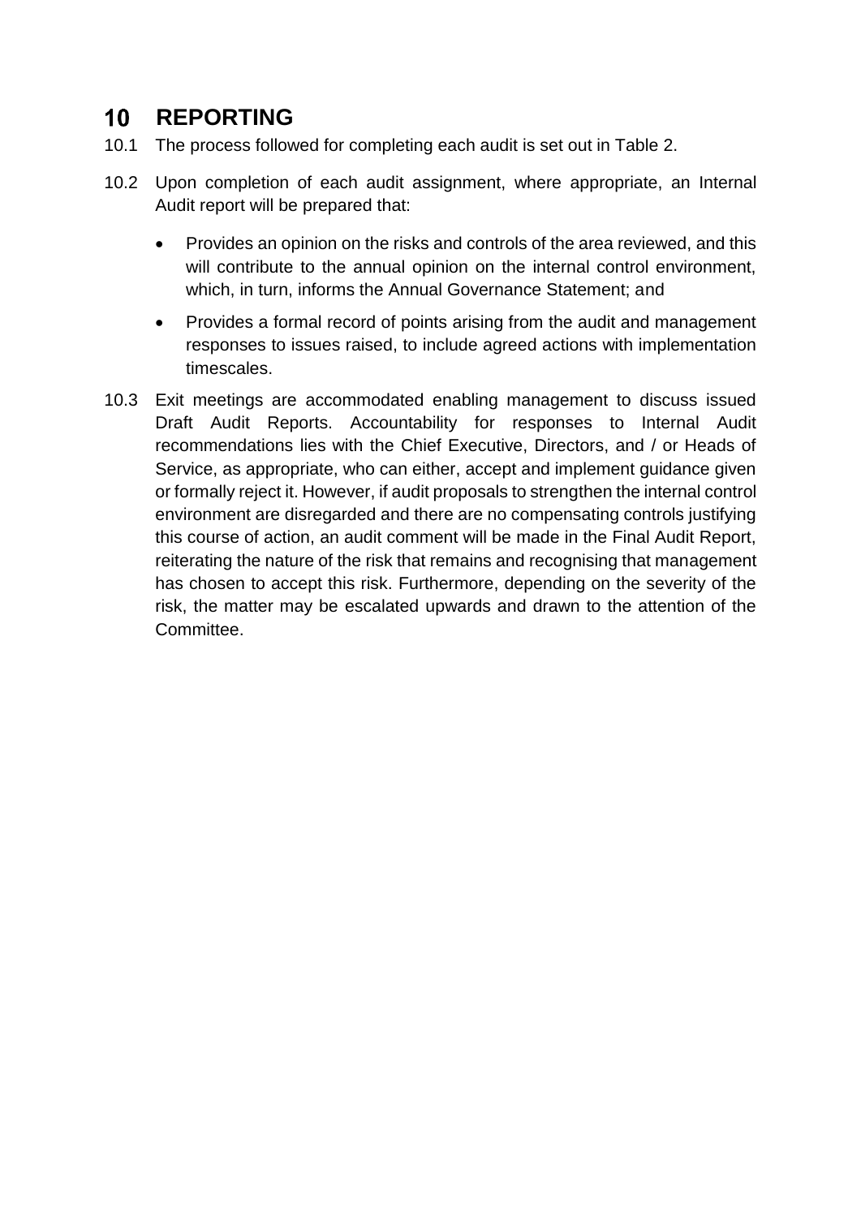## 10 REPORTING

10.1 The process followed for completing each audit is set out in Table 2.

10.2 Upon completion of each audit assignment, where appropriate, an Internal Audit report will be prepared that:

- Provides an opinion on the risks and controls of the area reviewed, and this will contribute to the annual opinion on the internal control environment, which, in turn, informs the Annual Governance Statement; and
- Provides a formal record of points arising from the audit and management responses to issues raised, to include agreed actions with implementation timescales.

10.3 Exit meetings are accommodated enabling management to discuss issued Draft Audit Reports. Accountability for responses to Internal Audit recommendations lies with the Chief Executive, Directors, and / or Heads of Service, as appropriate, who can either, accept and implement guidance given or formally reject it. However, if audit proposals to strengthen the internal control environment are disregarded and there are no compensating controls justifying this course of action, an audit comment will be made in the Final Audit Report, reiterating the nature of the risk that remains and recognising that management has chosen to accept this risk. Furthermore, depending on the severity of the risk, the matter may be escalated upwards and drawn to the attention of the Committee.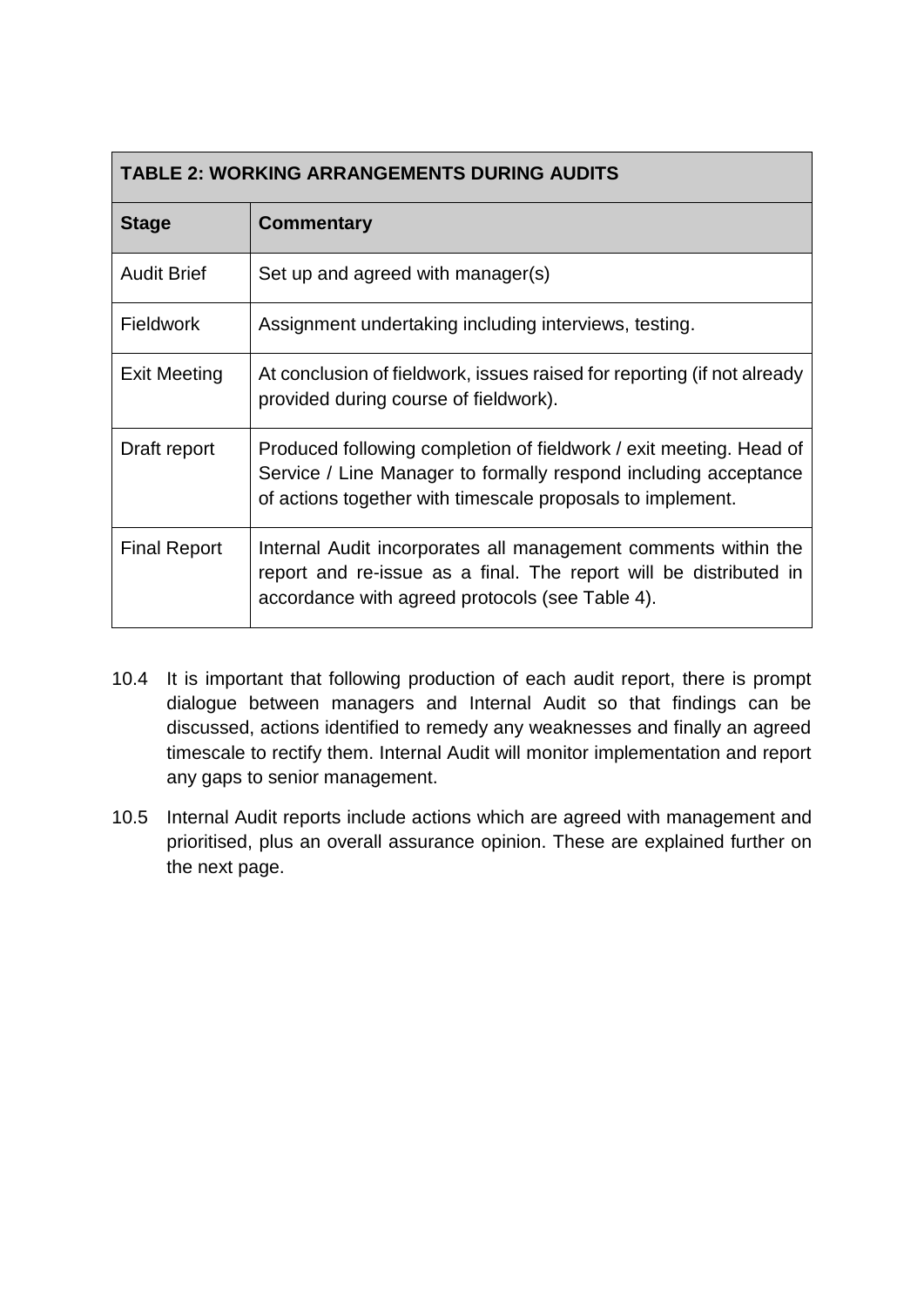| TABLE 2: WORKING ARRANGEMENTS DURING AUDITS | |
|---|---|
| **Stage** | **Commentary** |
| Audit Brief | Set up and agreed with manager(s) |
| Fieldwork | Assignment undertaking including interviews, testing. |
| Exit Meeting | At conclusion of fieldwork, issues raised for reporting (if not already provided during course of fieldwork). |
| Draft report | Produced following completion of fieldwork / exit meeting. Head of Service / Line Manager to formally respond including acceptance of actions together with timescale proposals to implement. |
| Final Report | Internal Audit incorporates all management comments within the report and re-issue as a final. The report will be distributed in accordance with agreed protocols (see Table 4). |

10.4 It is important that following production of each audit report, there is prompt dialogue between managers and Internal Audit so that findings can be discussed, actions identified to remedy any weaknesses and finally an agreed timescale to rectify them. Internal Audit will monitor implementation and report any gaps to senior management.

10.5 Internal Audit reports include actions which are agreed with management and prioritised, plus an overall assurance opinion. These are explained further on the next page.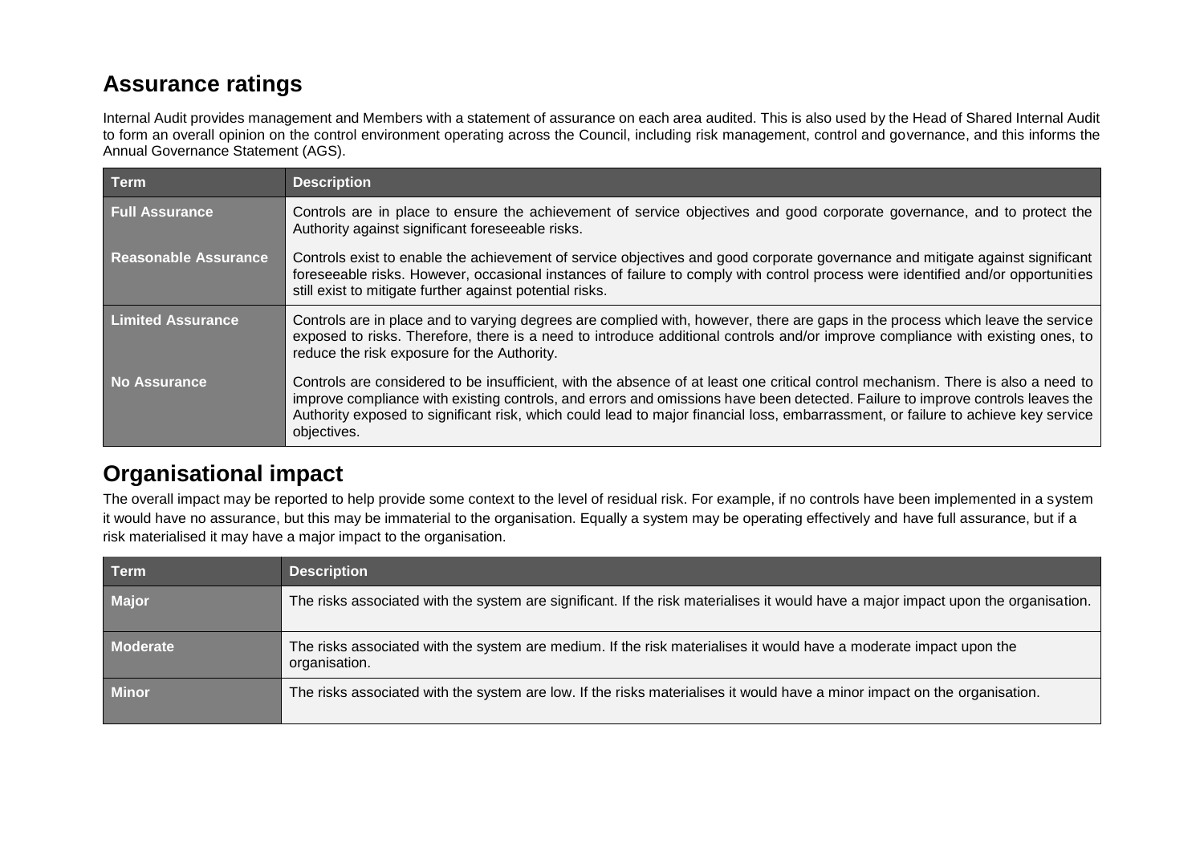## Assurance ratings

Internal Audit provides management and Members with a statement of assurance on each area audited. This is also used by the Head of Shared Internal Audit to form an overall opinion on the control environment operating across the Council, including risk management, control and governance, and this informs the Annual Governance Statement (AGS).

| Term | Description |
|---|---|
| **Full Assurance** | Controls are in place to ensure the achievement of service objectives and good corporate governance, and to protect the Authority against significant foreseeable risks. |
| **Reasonable Assurance** | Controls exist to enable the achievement of service objectives and good corporate governance and mitigate against significant foreseeable risks. However, occasional instances of failure to comply with control process were identified and/or opportunities still exist to mitigate further against potential risks. |
| **Limited Assurance** | Controls are in place and to varying degrees are complied with, however, there are gaps in the process which leave the service exposed to risks. Therefore, there is a need to introduce additional controls and/or improve compliance with existing ones, to reduce the risk exposure for the Authority. |
| **No Assurance** | Controls are considered to be insufficient, with the absence of at least one critical control mechanism. There is also a need to improve compliance with existing controls, and errors and omissions have been detected. Failure to improve controls leaves the Authority exposed to significant risk, which could lead to major financial loss, embarrassment, or failure to achieve key service objectives. |

## Organisational impact

The overall impact may be reported to help provide some context to the level of residual risk. For example, if no controls have been implemented in a system it would have no assurance, but this may be immaterial to the organisation. Equally a system may be operating effectively and have full assurance, but if a risk materialised it may have a major impact to the organisation.

| Term | Description |
|---|---|
| **Major** | The risks associated with the system are significant. If the risk materialises it would have a major impact upon the organisation. |
| **Moderate** | The risks associated with the system are medium. If the risk materialises it would have a moderate impact upon the organisation. |
| **Minor** | The risks associated with the system are low. If the risks materialises it would have a minor impact on the organisation. |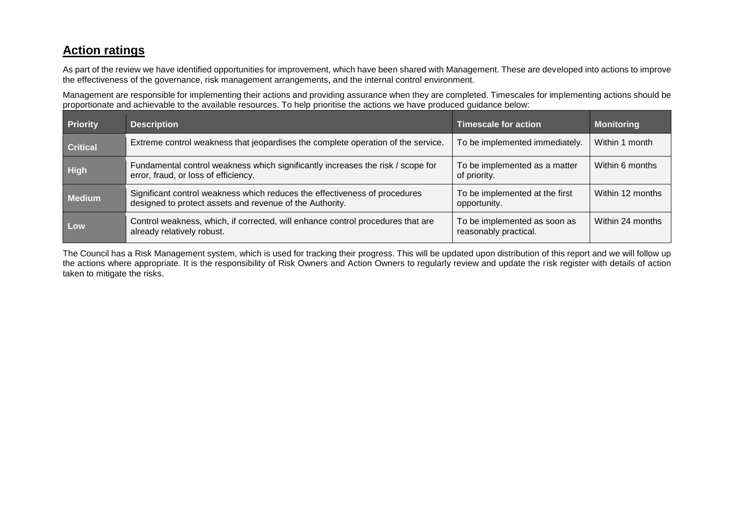## Action ratings

As part of the review we have identified opportunities for improvement, which have been shared with Management. These are developed into actions to improve the effectiveness of the governance, risk management arrangements, and the internal control environment.

Management are responsible for implementing their actions and providing assurance when they are completed. Timescales for implementing actions should be proportionate and achievable to the available resources. To help prioritise the actions we have produced guidance below:

| Priority | Description | Timescale for action | Monitoring |
|---|---|---|---|
| **Critical** | Extreme control weakness that jeopardises the complete operation of the service. | To be implemented immediately. | Within 1 month |
| **High** | Fundamental control weakness which significantly increases the risk / scope for error, fraud, or loss of efficiency. | To be implemented as a matter of priority. | Within 6 months |
| **Medium** | Significant control weakness which reduces the effectiveness of procedures designed to protect assets and revenue of the Authority. | To be implemented at the first opportunity. | Within 12 months |
| **Low** | Control weakness, which, if corrected, will enhance control procedures that are already relatively robust. | To be implemented as soon as reasonably practical. | Within 24 months |

The Council has a Risk Management system, which is used for tracking their progress. This will be updated upon distribution of this report and we will follow up the actions where appropriate. It is the responsibility of Risk Owners and Action Owners to regularly review and update the risk register with details of action taken to mitigate the risks.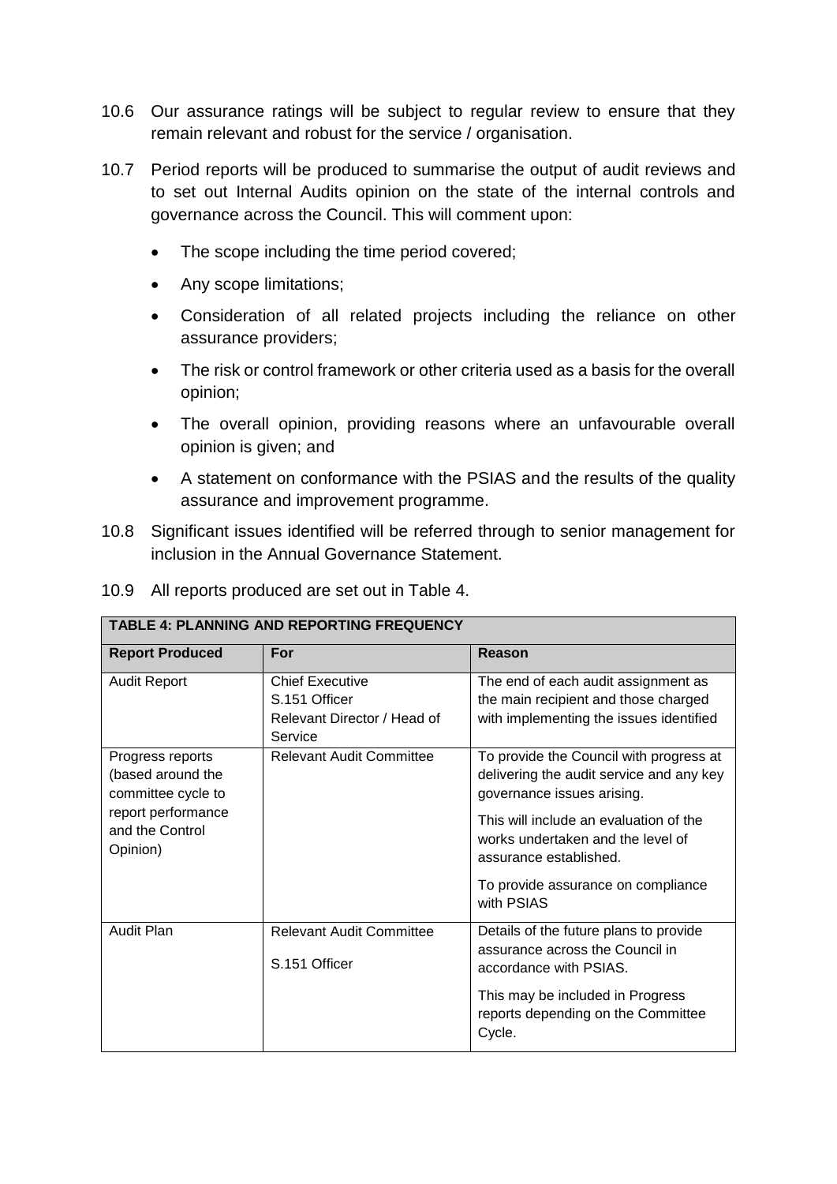10.6 Our assurance ratings will be subject to regular review to ensure that they remain relevant and robust for the service / organisation.

10.7 Period reports will be produced to summarise the output of audit reviews and to set out Internal Audits opinion on the state of the internal controls and governance across the Council. This will comment upon:

- The scope including the time period covered;
- Any scope limitations;
- Consideration of all related projects including the reliance on other assurance providers;
- The risk or control framework or other criteria used as a basis for the overall opinion;
- The overall opinion, providing reasons where an unfavourable overall opinion is given; and
- A statement on conformance with the PSIAS and the results of the quality assurance and improvement programme.

10.8 Significant issues identified will be referred through to senior management for inclusion in the Annual Governance Statement.

10.9 All reports produced are set out in Table 4.

| TABLE 4: PLANNING AND REPORTING FREQUENCY | | |
|---|---|---|
| **Report Produced** | **For** | **Reason** |
| Audit Report | Chief Executive<br>S.151 Officer<br>Relevant Director / Head of Service | The end of each audit assignment as the main recipient and those charged with implementing the issues identified |
| Progress reports (based around the committee cycle to report performance and the Control Opinion) | Relevant Audit Committee | To provide the Council with progress at delivering the audit service and any key governance issues arising.<br>This will include an evaluation of the works undertaken and the level of assurance established.<br>To provide assurance on compliance with PSIAS |
| Audit Plan | Relevant Audit Committee<br>S.151 Officer | Details of the future plans to provide assurance across the Council in accordance with PSIAS.<br>This may be included in Progress reports depending on the Committee Cycle. |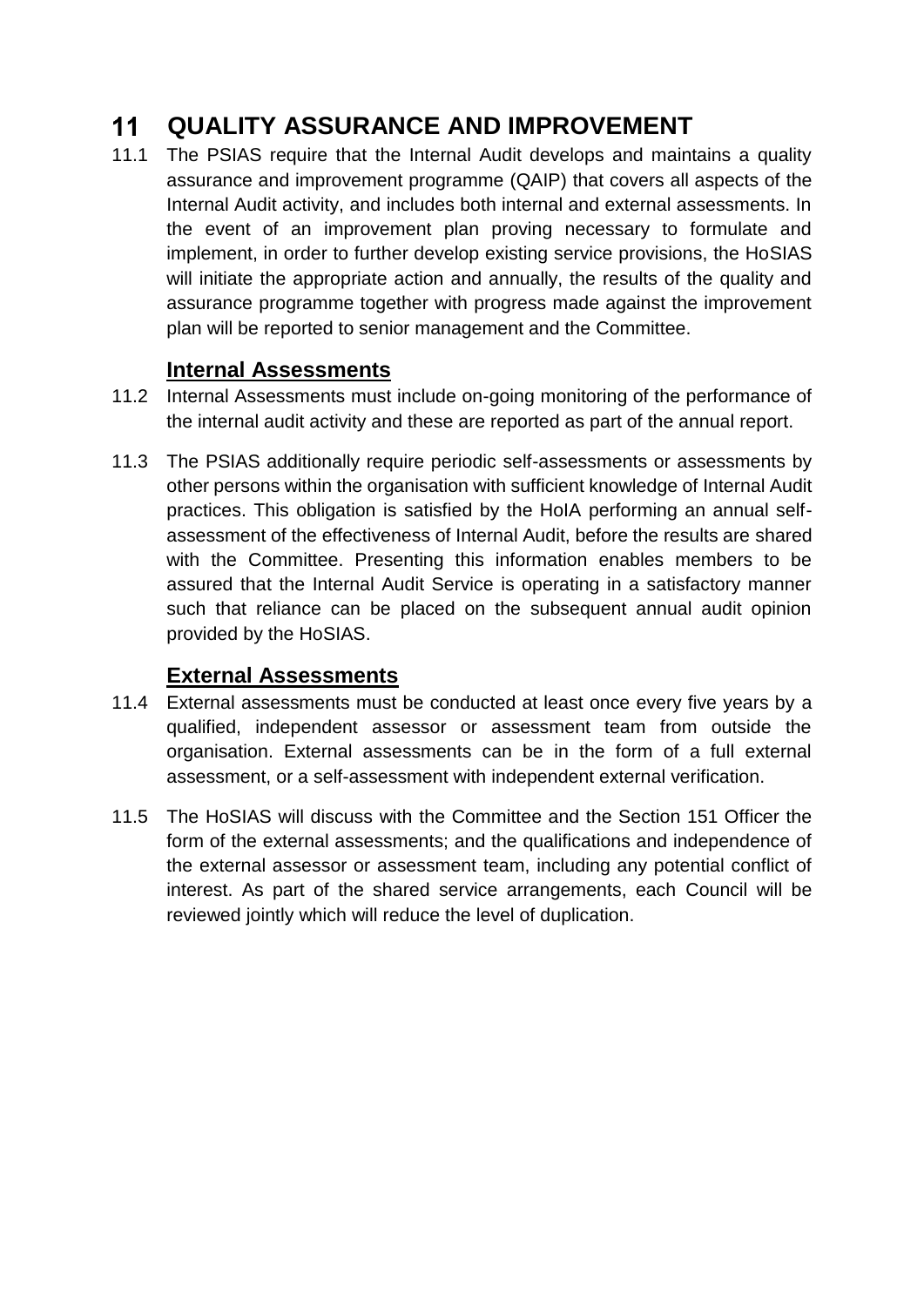# 11 QUALITY ASSURANCE AND IMPROVEMENT

11.1 The PSIAS require that the Internal Audit develops and maintains a quality assurance and improvement programme (QAIP) that covers all aspects of the Internal Audit activity, and includes both internal and external assessments. In the event of an improvement plan proving necessary to formulate and implement, in order to further develop existing service provisions, the HoSIAS will initiate the appropriate action and annually, the results of the quality and assurance programme together with progress made against the improvement plan will be reported to senior management and the Committee.

## Internal Assessments

11.2 Internal Assessments must include on-going monitoring of the performance of the internal audit activity and these are reported as part of the annual report.

11.3 The PSIAS additionally require periodic self-assessments or assessments by other persons within the organisation with sufficient knowledge of Internal Audit practices. This obligation is satisfied by the HoIA performing an annual self-assessment of the effectiveness of Internal Audit, before the results are shared with the Committee. Presenting this information enables members to be assured that the Internal Audit Service is operating in a satisfactory manner such that reliance can be placed on the subsequent annual audit opinion provided by the HoSIAS.

## External Assessments

11.4 External assessments must be conducted at least once every five years by a qualified, independent assessor or assessment team from outside the organisation. External assessments can be in the form of a full external assessment, or a self-assessment with independent external verification.

11.5 The HoSIAS will discuss with the Committee and the Section 151 Officer the form of the external assessments; and the qualifications and independence of the external assessor or assessment team, including any potential conflict of interest. As part of the shared service arrangements, each Council will be reviewed jointly which will reduce the level of duplication.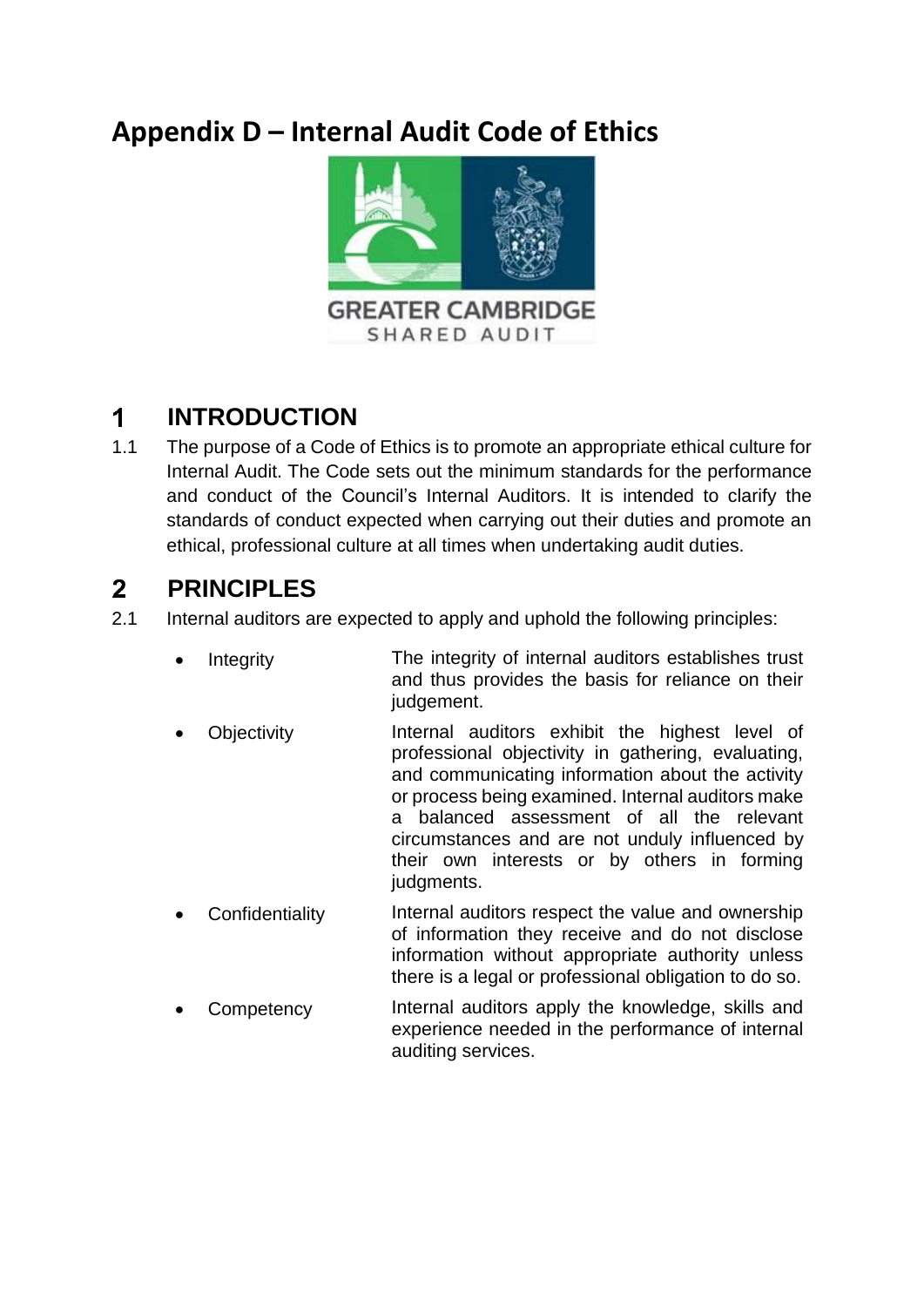# Appendix D – Internal Audit Code of Ethics

GREATER CAMBRIDGE
SHARED AUDIT

## 1 INTRODUCTION

1.1 The purpose of a Code of Ethics is to promote an appropriate ethical culture for Internal Audit. The Code sets out the minimum standards for the performance and conduct of the Council's Internal Auditors. It is intended to clarify the standards of conduct expected when carrying out their duties and promote an ethical, professional culture at all times when undertaking audit duties.

## 2 PRINCIPLES

2.1 Internal auditors are expected to apply and uphold the following principles:

- **Integrity** — The integrity of internal auditors establishes trust and thus provides the basis for reliance on their judgement.
- **Objectivity** — Internal auditors exhibit the highest level of professional objectivity in gathering, evaluating, and communicating information about the activity or process being examined. Internal auditors make a balanced assessment of all the relevant circumstances and are not unduly influenced by their own interests or by others in forming judgments.
- **Confidentiality** — Internal auditors respect the value and ownership of information they receive and do not disclose information without appropriate authority unless there is a legal or professional obligation to do so.
- **Competency** — Internal auditors apply the knowledge, skills and experience needed in the performance of internal auditing services.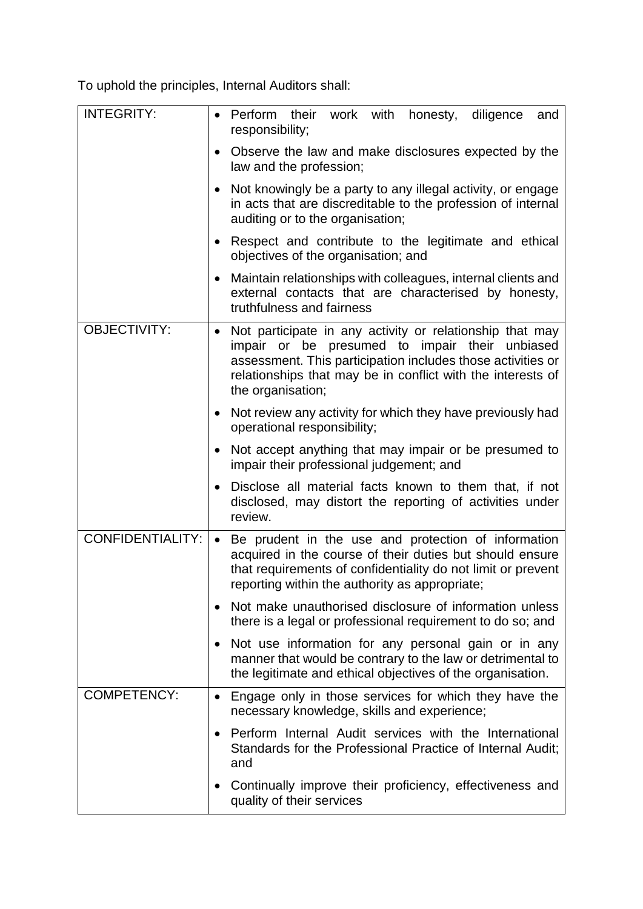To uphold the principles, Internal Auditors shall:

| | |
|---|---|
| INTEGRITY: | • Perform their work with honesty, diligence and responsibility;<br>• Observe the law and make disclosures expected by the law and the profession;<br>• Not knowingly be a party to any illegal activity, or engage in acts that are discreditable to the profession of internal auditing or to the organisation;<br>• Respect and contribute to the legitimate and ethical objectives of the organisation; and<br>• Maintain relationships with colleagues, internal clients and external contacts that are characterised by honesty, truthfulness and fairness |
| OBJECTIVITY: | • Not participate in any activity or relationship that may impair or be presumed to impair their unbiased assessment. This participation includes those activities or relationships that may be in conflict with the interests of the organisation;<br>• Not review any activity for which they have previously had operational responsibility;<br>• Not accept anything that may impair or be presumed to impair their professional judgement; and<br>• Disclose all material facts known to them that, if not disclosed, may distort the reporting of activities under review. |
| CONFIDENTIALITY: | • Be prudent in the use and protection of information acquired in the course of their duties but should ensure that requirements of confidentiality do not limit or prevent reporting within the authority as appropriate;<br>• Not make unauthorised disclosure of information unless there is a legal or professional requirement to do so; and<br>• Not use information for any personal gain or in any manner that would be contrary to the law or detrimental to the legitimate and ethical objectives of the organisation. |
| COMPETENCY: | • Engage only in those services for which they have the necessary knowledge, skills and experience;<br>• Perform Internal Audit services with the International Standards for the Professional Practice of Internal Audit; and<br>• Continually improve their proficiency, effectiveness and quality of their services |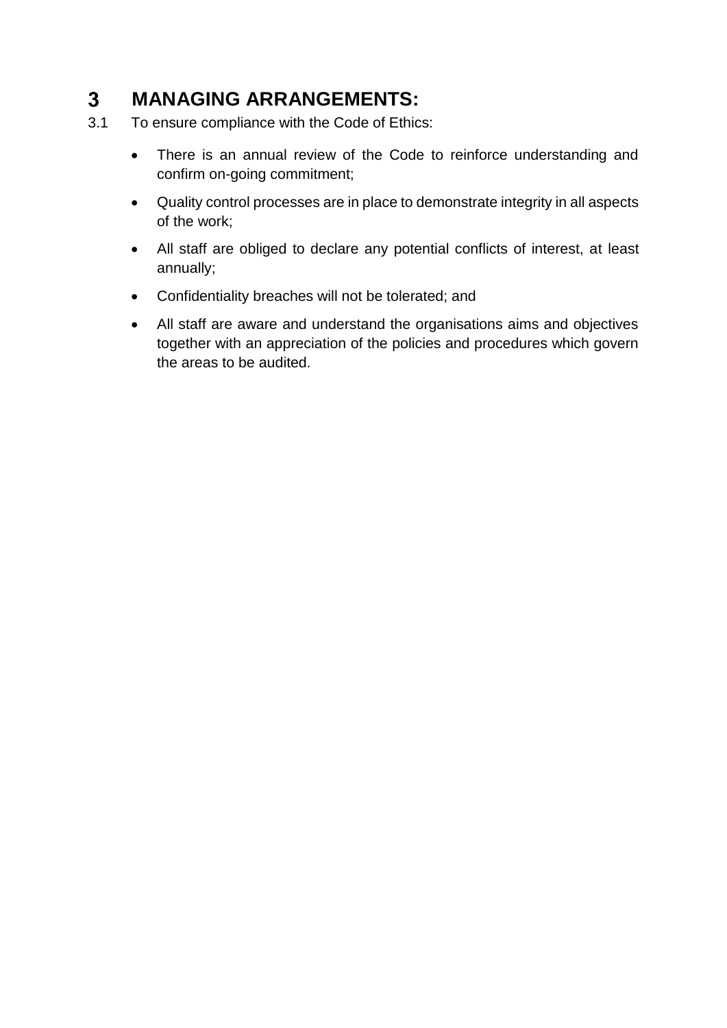# 3 MANAGING ARRANGEMENTS:

3.1 To ensure compliance with the Code of Ethics:

- There is an annual review of the Code to reinforce understanding and confirm on-going commitment;
- Quality control processes are in place to demonstrate integrity in all aspects of the work;
- All staff are obliged to declare any potential conflicts of interest, at least annually;
- Confidentiality breaches will not be tolerated; and
- All staff are aware and understand the organisations aims and objectives together with an appreciation of the policies and procedures which govern the areas to be audited.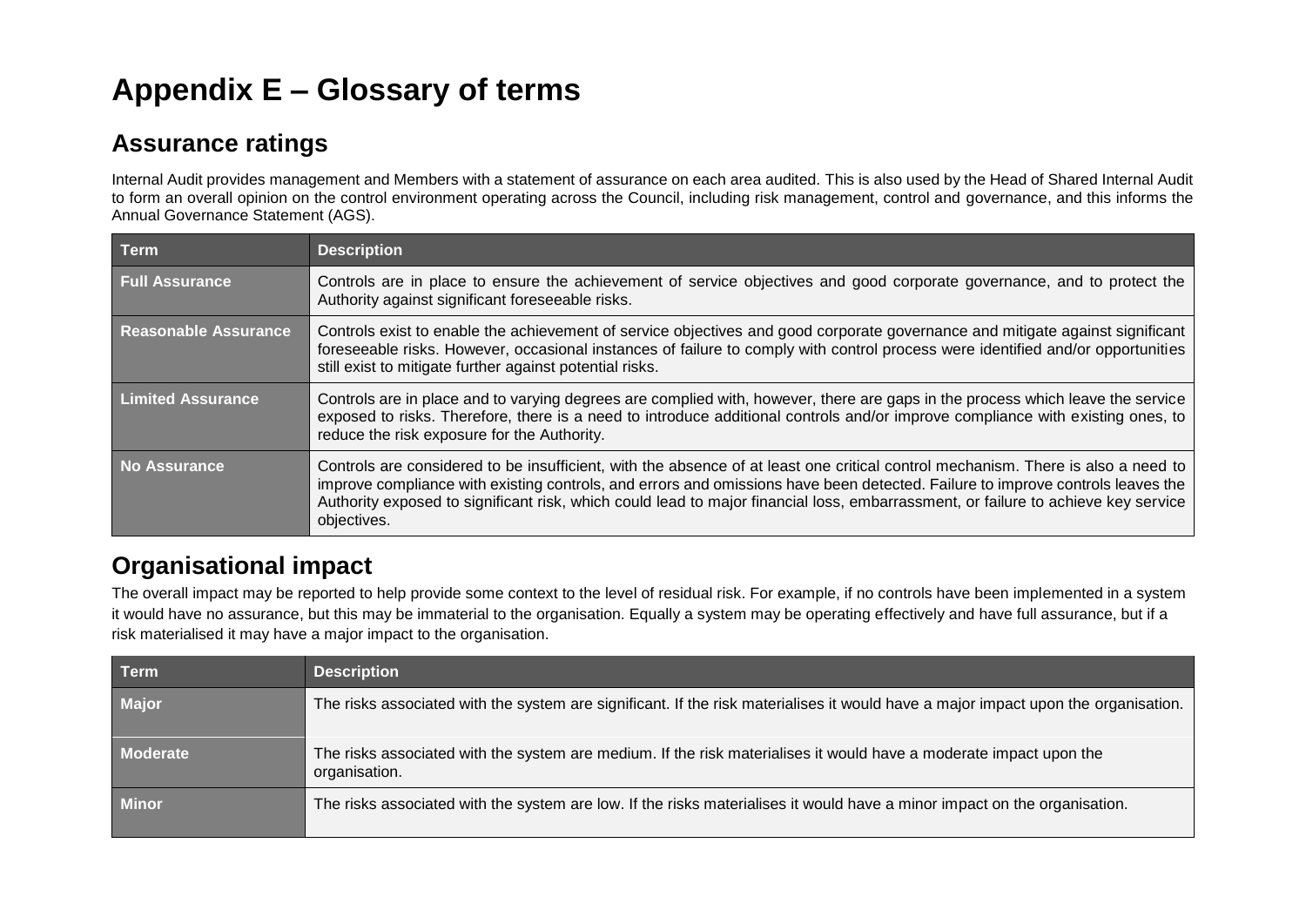# Appendix E – Glossary of terms

## Assurance ratings

Internal Audit provides management and Members with a statement of assurance on each area audited. This is also used by the Head of Shared Internal Audit to form an overall opinion on the control environment operating across the Council, including risk management, control and governance, and this informs the Annual Governance Statement (AGS).

| Term | Description |
| --- | --- |
| **Full Assurance** | Controls are in place to ensure the achievement of service objectives and good corporate governance, and to protect the Authority against significant foreseeable risks. |
| **Reasonable Assurance** | Controls exist to enable the achievement of service objectives and good corporate governance and mitigate against significant foreseeable risks. However, occasional instances of failure to comply with control process were identified and/or opportunities still exist to mitigate further against potential risks. |
| **Limited Assurance** | Controls are in place and to varying degrees are complied with, however, there are gaps in the process which leave the service exposed to risks. Therefore, there is a need to introduce additional controls and/or improve compliance with existing ones, to reduce the risk exposure for the Authority. |
| **No Assurance** | Controls are considered to be insufficient, with the absence of at least one critical control mechanism. There is also a need to improve compliance with existing controls, and errors and omissions have been detected. Failure to improve controls leaves the Authority exposed to significant risk, which could lead to major financial loss, embarrassment, or failure to achieve key service objectives. |

## Organisational impact

The overall impact may be reported to help provide some context to the level of residual risk. For example, if no controls have been implemented in a system it would have no assurance, but this may be immaterial to the organisation. Equally a system may be operating effectively and have full assurance, but if a risk materialised it may have a major impact to the organisation.

| Term | Description |
| --- | --- |
| **Major** | The risks associated with the system are significant. If the risk materialises it would have a major impact upon the organisation. |
| **Moderate** | The risks associated with the system are medium. If the risk materialises it would have a moderate impact upon the organisation. |
| **Minor** | The risks associated with the system are low. If the risks materialises it would have a minor impact on the organisation. |